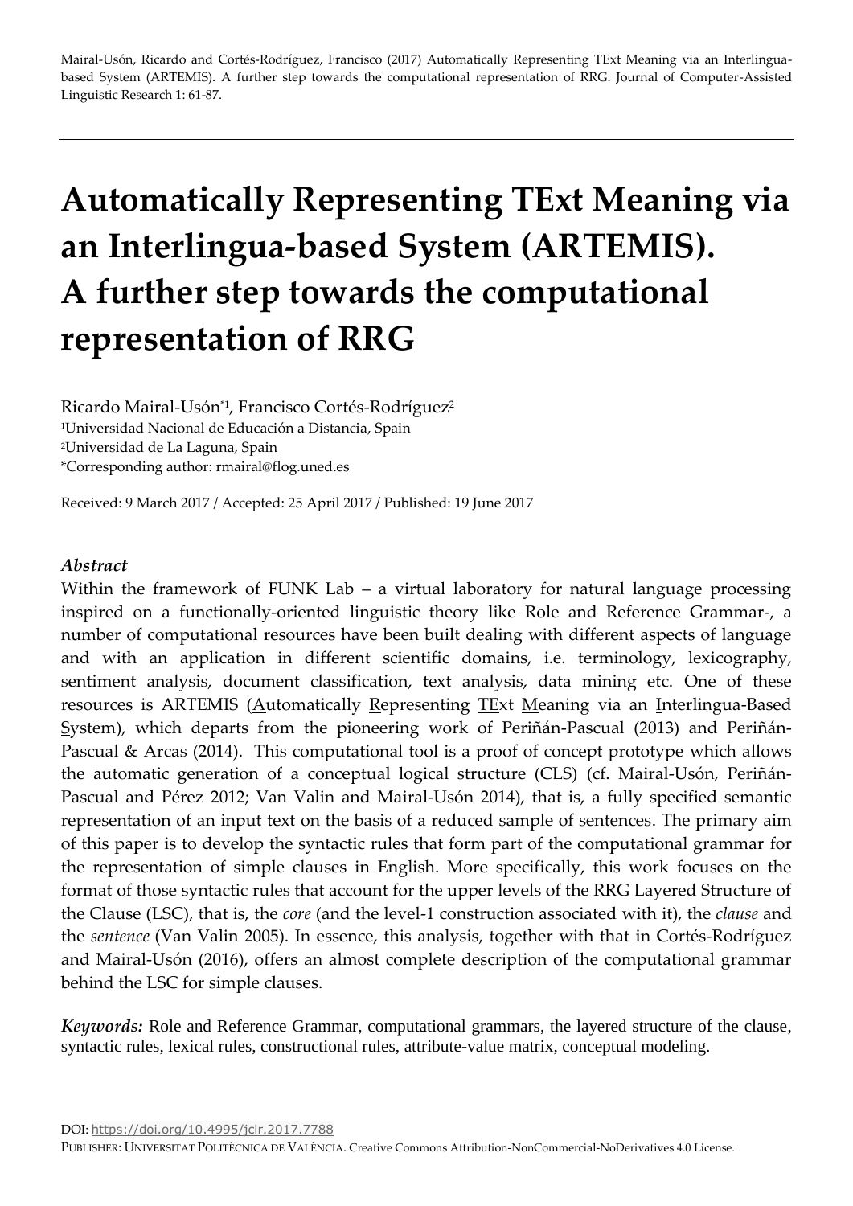Mairal-Usón, Ricardo and Cortés-Rodríguez, Francisco (2017) Automatically Representing TExt Meaning via an Interlingua-based System (ARTEMIS). A further step towards the computational representation of RRG. Journal of Computer-Assisted Linguistic Research 1: 61-87.

# Automatically Representing TExt Meaning via an Interlingua-based System (ARTEMIS). A further step towards the computational representation of RRG

Ricardo Mairal-Usón*[1], Francisco Cortés-Rodríguez[2]

[1]Universidad Nacional de Educación a Distancia, Spain

[2]Universidad de La Laguna, Spain

*Corresponding author: rmairal@flog.uned.es

Received: 9 March 2017 / Accepted: 25 April 2017 / Published: 19 June 2017

### *Abstract*

Within the framework of FUNK Lab – a virtual laboratory for natural language processing inspired on a functionally-oriented linguistic theory like Role and Reference Grammar-, a number of computational resources have been built dealing with different aspects of language and with an application in different scientific domains, i.e. terminology, lexicography, sentiment analysis, document classification, text analysis, data mining etc. One of these resources is ARTEMIS (Automatically Representing TExt Meaning via an Interlingua-Based System), which departs from the pioneering work of Periñán-Pascual (2013) and Periñán-Pascual & Arcas (2014). This computational tool is a proof of concept prototype which allows the automatic generation of a conceptual logical structure (CLS) (cf. Mairal-Usón, Periñán-Pascual and Pérez 2012; Van Valin and Mairal-Usón 2014), that is, a fully specified semantic representation of an input text on the basis of a reduced sample of sentences. The primary aim of this paper is to develop the syntactic rules that form part of the computational grammar for the representation of simple clauses in English. More specifically, this work focuses on the format of those syntactic rules that account for the upper levels of the RRG Layered Structure of the Clause (LSC), that is, the *core* (and the level-1 construction associated with it), the *clause* and the *sentence* (Van Valin 2005). In essence, this analysis, together with that in Cortés-Rodríguez and Mairal-Usón (2016), offers an almost complete description of the computational grammar behind the LSC for simple clauses.

***Keywords:*** Role and Reference Grammar, computational grammars, the layered structure of the clause, syntactic rules, lexical rules, constructional rules, attribute-value matrix, conceptual modeling.

DOI: https://doi.org/10.4995/jclr.2017.7788

PUBLISHER: UNIVERSITAT POLITÈCNICA DE VALÈNCIA. Creative Commons Attribution-NonCommercial-NoDerivatives 4.0 License.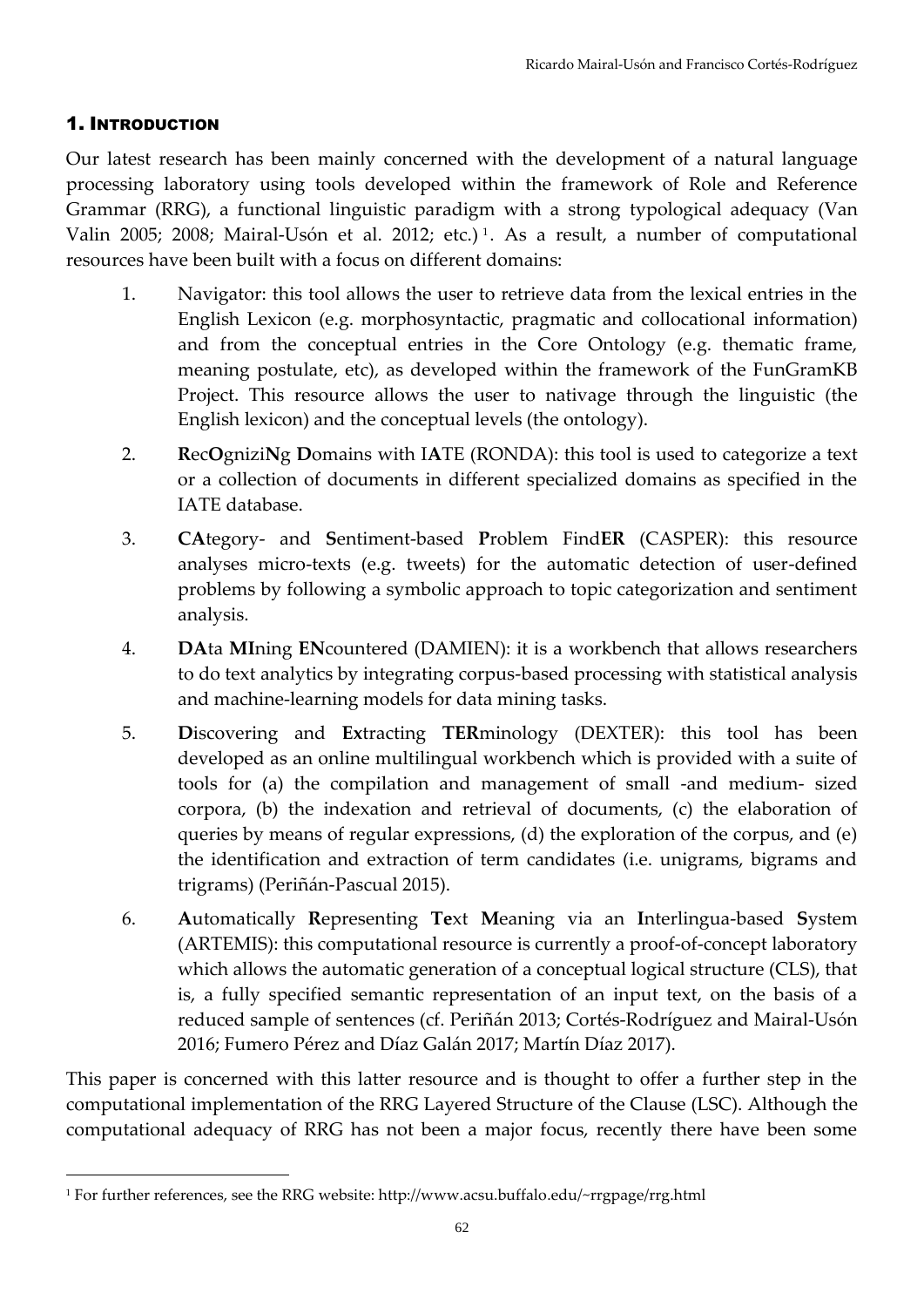## 1. INTRODUCTION

Our latest research has been mainly concerned with the development of a natural language processing laboratory using tools developed within the framework of Role and Reference Grammar (RRG), a functional linguistic paradigm with a strong typological adequacy (Van Valin 2005; 2008; Mairal-Usón et al. 2012; etc.)[1]. As a result, a number of computational resources have been built with a focus on different domains:

1. Navigator: this tool allows the user to retrieve data from the lexical entries in the English Lexicon (e.g. morphosyntactic, pragmatic and collocational information) and from the conceptual entries in the Core Ontology (e.g. thematic frame, meaning postulate, etc), as developed within the framework of the FunGramKB Project. This resource allows the user to nativage through the linguistic (the English lexicon) and the conceptual levels (the ontology).
2. **R**ec**O**gnizi**N**g **D**omains with I**A**TE (RONDA): this tool is used to categorize a text or a collection of documents in different specialized domains as specified in the IATE database.
3. **CA**tegory- and **S**entiment-based **P**roblem Find**ER** (CASPER): this resource analyses micro-texts (e.g. tweets) for the automatic detection of user-defined problems by following a symbolic approach to topic categorization and sentiment analysis.
4. **DA**ta **MI**ning **EN**countered (DAMIEN): it is a workbench that allows researchers to do text analytics by integrating corpus-based processing with statistical analysis and machine-learning models for data mining tasks.
5. **D**iscovering and **Ex**tracting **TER**minology (DEXTER): this tool has been developed as an online multilingual workbench which is provided with a suite of tools for (a) the compilation and management of small -and medium- sized corpora, (b) the indexation and retrieval of documents, (c) the elaboration of queries by means of regular expressions, (d) the exploration of the corpus, and (e) the identification and extraction of term candidates (i.e. unigrams, bigrams and trigrams) (Periñán-Pascual 2015).
6. **A**utomatically **R**epresenting **Te**xt **M**eaning via an **I**nterlingua-based **S**ystem (ARTEMIS): this computational resource is currently a proof-of-concept laboratory which allows the automatic generation of a conceptual logical structure (CLS), that is, a fully specified semantic representation of an input text, on the basis of a reduced sample of sentences (cf. Periñán 2013; Cortés-Rodríguez and Mairal-Usón 2016; Fumero Pérez and Díaz Galán 2017; Martín Díaz 2017).

This paper is concerned with this latter resource and is thought to offer a further step in the computational implementation of the RRG Layered Structure of the Clause (LSC). Although the computational adequacy of RRG has not been a major focus, recently there have been some

[1] For further references, see the RRG website: http://www.acsu.buffalo.edu/~rrgpage/rrg.html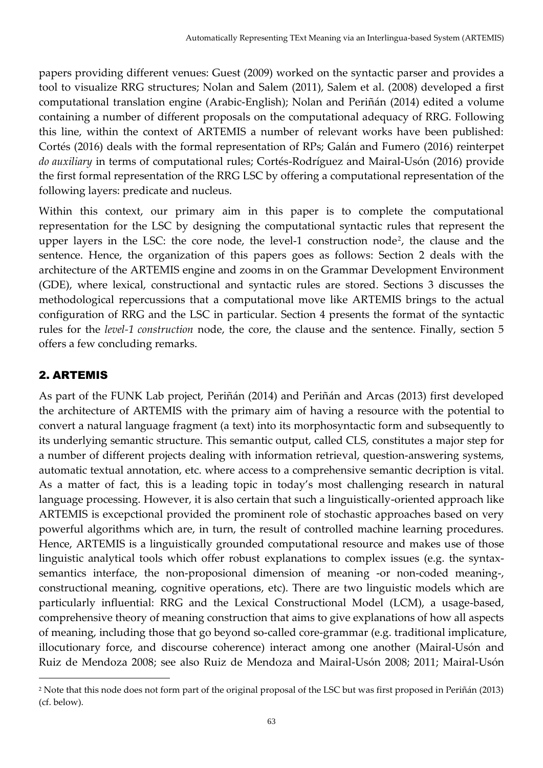papers providing different venues: Guest (2009) worked on the syntactic parser and provides a tool to visualize RRG structures; Nolan and Salem (2011), Salem et al. (2008) developed a first computational translation engine (Arabic-English); Nolan and Periñán (2014) edited a volume containing a number of different proposals on the computational adequacy of RRG. Following this line, within the context of ARTEMIS a number of relevant works have been published: Cortés (2016) deals with the formal representation of RPs; Galán and Fumero (2016) reinterpet *do auxiliary* in terms of computational rules; Cortés-Rodríguez and Mairal-Usón (2016) provide the first formal representation of the RRG LSC by offering a computational representation of the following layers: predicate and nucleus.

Within this context, our primary aim in this paper is to complete the computational representation for the LSC by designing the computational syntactic rules that represent the upper layers in the LSC: the core node, the level-1 construction node[2], the clause and the sentence. Hence, the organization of this papers goes as follows: Section 2 deals with the architecture of the ARTEMIS engine and zooms in on the Grammar Development Environment (GDE), where lexical, constructional and syntactic rules are stored. Sections 3 discusses the methodological repercussions that a computational move like ARTEMIS brings to the actual configuration of RRG and the LSC in particular. Section 4 presents the format of the syntactic rules for the *level-1 construction* node, the core, the clause and the sentence. Finally, section 5 offers a few concluding remarks.

## 2. ARTEMIS

As part of the FUNK Lab project, Periñán (2014) and Periñán and Arcas (2013) first developed the architecture of ARTEMIS with the primary aim of having a resource with the potential to convert a natural language fragment (a text) into its morphosyntactic form and subsequently to its underlying semantic structure. This semantic output, called CLS, constitutes a major step for a number of different projects dealing with information retrieval, question-answering systems, automatic textual annotation, etc. where access to a comprehensive semantic decription is vital. As a matter of fact, this is a leading topic in today's most challenging research in natural language processing. However, it is also certain that such a linguistically-oriented approach like ARTEMIS is excepctional provided the prominent role of stochastic approaches based on very powerful algorithms which are, in turn, the result of controlled machine learning procedures. Hence, ARTEMIS is a linguistically grounded computational resource and makes use of those linguistic analytical tools which offer robust explanations to complex issues (e.g. the syntax-semantics interface, the non-proposional dimension of meaning -or non-coded meaning-, constructional meaning, cognitive operations, etc). There are two linguistic models which are particularly influential: RRG and the Lexical Constructional Model (LCM), a usage-based, comprehensive theory of meaning construction that aims to give explanations of how all aspects of meaning, including those that go beyond so-called core-grammar (e.g. traditional implicature, illocutionary force, and discourse coherence) interact among one another (Mairal-Usón and Ruiz de Mendoza 2008; see also Ruiz de Mendoza and Mairal-Usón 2008; 2011; Mairal-Usón

[2] Note that this node does not form part of the original proposal of the LSC but was first proposed in Periñán (2013) (cf. below).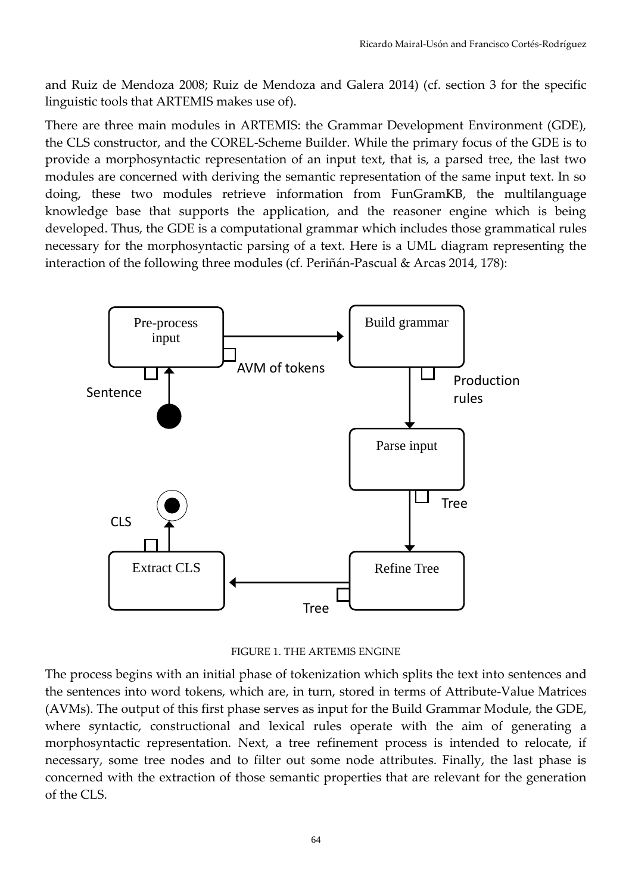and Ruiz de Mendoza 2008; Ruiz de Mendoza and Galera 2014) (cf. section 3 for the specific linguistic tools that ARTEMIS makes use of).

There are three main modules in ARTEMIS: the Grammar Development Environment (GDE), the CLS constructor, and the COREL-Scheme Builder. While the primary focus of the GDE is to provide a morphosyntactic representation of an input text, that is, a parsed tree, the last two modules are concerned with deriving the semantic representation of the same input text. In so doing, these two modules retrieve information from FunGramKB, the multilanguage knowledge base that supports the application, and the reasoner engine which is being developed. Thus, the GDE is a computational grammar which includes those grammatical rules necessary for the morphosyntactic parsing of a text. Here is a UML diagram representing the interaction of the following three modules (cf. Periñán-Pascual & Arcas 2014, 178):

Pre-process input

Build grammar

AVM of tokens

Sentence

Production rules

Parse input

Tree

CLS

Extract CLS

Refine Tree

Tree

FIGURE 1. THE ARTEMIS ENGINE

The process begins with an initial phase of tokenization which splits the text into sentences and the sentences into word tokens, which are, in turn, stored in terms of Attribute-Value Matrices (AVMs). The output of this first phase serves as input for the Build Grammar Module, the GDE, where syntactic, constructional and lexical rules operate with the aim of generating a morphosyntactic representation. Next, a tree refinement process is intended to relocate, if necessary, some tree nodes and to filter out some node attributes. Finally, the last phase is concerned with the extraction of those semantic properties that are relevant for the generation of the CLS.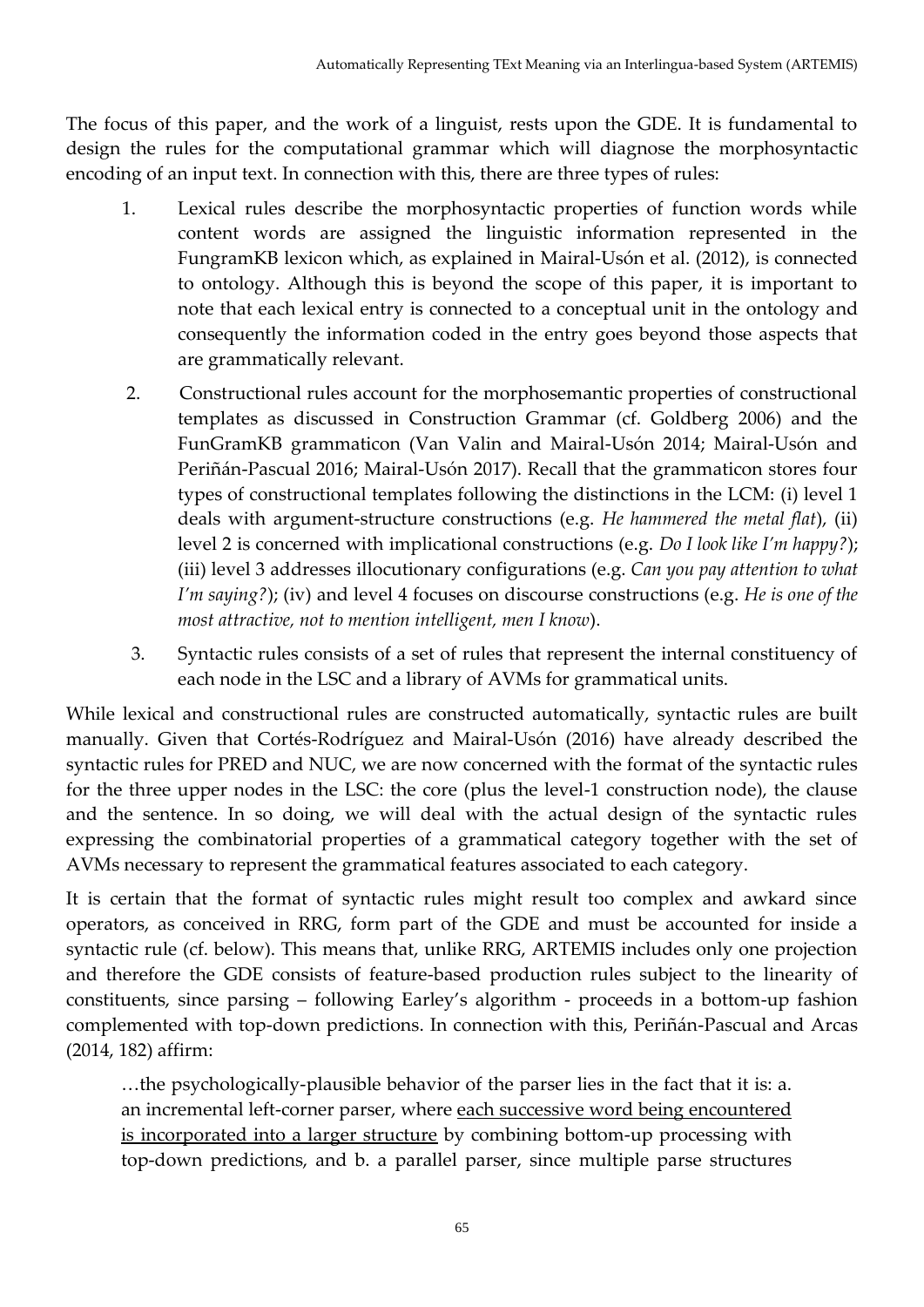The focus of this paper, and the work of a linguist, rests upon the GDE. It is fundamental to design the rules for the computational grammar which will diagnose the morphosyntactic encoding of an input text. In connection with this, there are three types of rules:

1. Lexical rules describe the morphosyntactic properties of function words while content words are assigned the linguistic information represented in the FungramKB lexicon which, as explained in Mairal-Usón et al. (2012), is connected to ontology. Although this is beyond the scope of this paper, it is important to note that each lexical entry is connected to a conceptual unit in the ontology and consequently the information coded in the entry goes beyond those aspects that are grammatically relevant.
2. Constructional rules account for the morphosemantic properties of constructional templates as discussed in Construction Grammar (cf. Goldberg 2006) and the FunGramKB grammaticon (Van Valin and Mairal-Usón 2014; Mairal-Usón and Periñán-Pascual 2016; Mairal-Usón 2017). Recall that the grammaticon stores four types of constructional templates following the distinctions in the LCM: (i) level 1 deals with argument-structure constructions (e.g. *He hammered the metal flat*), (ii) level 2 is concerned with implicational constructions (e.g. *Do I look like I'm happy?*); (iii) level 3 addresses illocutionary configurations (e.g. *Can you pay attention to what I'm saying?*); (iv) and level 4 focuses on discourse constructions (e.g. *He is one of the most attractive, not to mention intelligent, men I know*).
3. Syntactic rules consists of a set of rules that represent the internal constituency of each node in the LSC and a library of AVMs for grammatical units.

While lexical and constructional rules are constructed automatically, syntactic rules are built manually. Given that Cortés-Rodríguez and Mairal-Usón (2016) have already described the syntactic rules for PRED and NUC, we are now concerned with the format of the syntactic rules for the three upper nodes in the LSC: the core (plus the level-1 construction node), the clause and the sentence. In so doing, we will deal with the actual design of the syntactic rules expressing the combinatorial properties of a grammatical category together with the set of AVMs necessary to represent the grammatical features associated to each category.

It is certain that the format of syntactic rules might result too complex and awkard since operators, as conceived in RRG, form part of the GDE and must be accounted for inside a syntactic rule (cf. below). This means that, unlike RRG, ARTEMIS includes only one projection and therefore the GDE consists of feature-based production rules subject to the linearity of constituents, since parsing – following Earley's algorithm - proceeds in a bottom-up fashion complemented with top-down predictions. In connection with this, Periñán-Pascual and Arcas (2014, 182) affirm:

> …the psychologically-plausible behavior of the parser lies in the fact that it is: a. an incremental left-corner parser, where <u>each successive word being encountered is incorporated into a larger structure</u> by combining bottom-up processing with top-down predictions, and b. a parallel parser, since multiple parse structures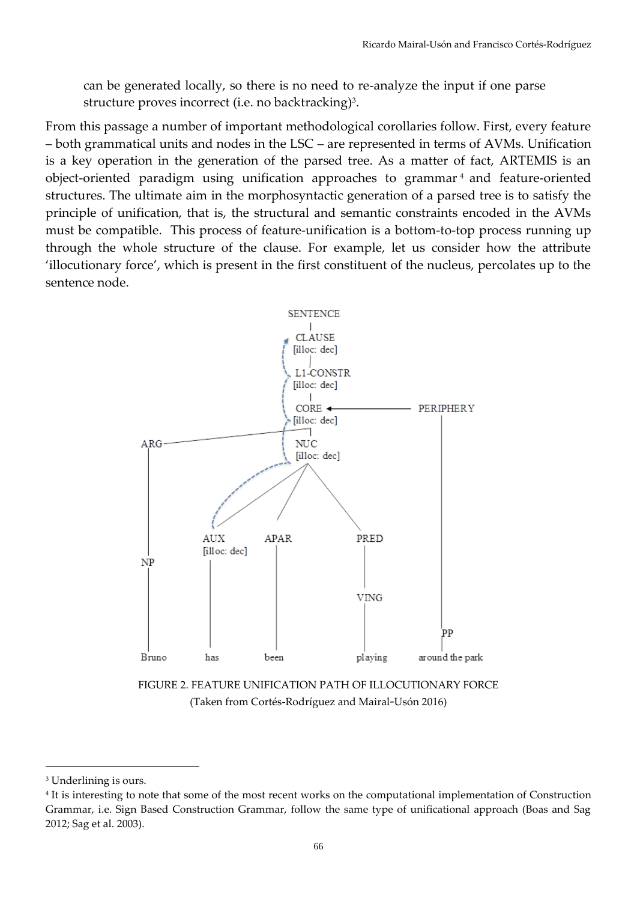can be generated locally, so there is no need to re-analyze the input if one parse structure proves incorrect (i.e. no backtracking)[3].

From this passage a number of important methodological corollaries follow. First, every feature – both grammatical units and nodes in the LSC – are represented in terms of AVMs. Unification is a key operation in the generation of the parsed tree. As a matter of fact, ARTEMIS is an object-oriented paradigm using unification approaches to grammar[4] and feature-oriented structures. The ultimate aim in the morphosyntactic generation of a parsed tree is to satisfy the principle of unification, that is, the structural and semantic constraints encoded in the AVMs must be compatible. This process of feature-unification is a bottom-to-top process running up through the whole structure of the clause. For example, let us consider how the attribute 'illocutionary force', which is present in the first constituent of the nucleus, percolates up to the sentence node.

SENTENCE
CLAUSE
[illoc: dec]
L1-CONSTR
[illoc: dec]
CORE
[illoc: dec]
PERIPHERY
ARG
NUC
[illoc: dec]
AUX
[illoc: dec]
APAR
PRED
NP
VING
PP
Bruno
has
been
playing
around the park

FIGURE 2. FEATURE UNIFICATION PATH OF ILLOCUTIONARY FORCE
(Taken from Cortés-Rodríguez and Mairal-Usón 2016)

---

[3] Underlining is ours.

[4] It is interesting to note that some of the most recent works on the computational implementation of Construction Grammar, i.e. Sign Based Construction Grammar, follow the same type of unificational approach (Boas and Sag 2012; Sag et al. 2003).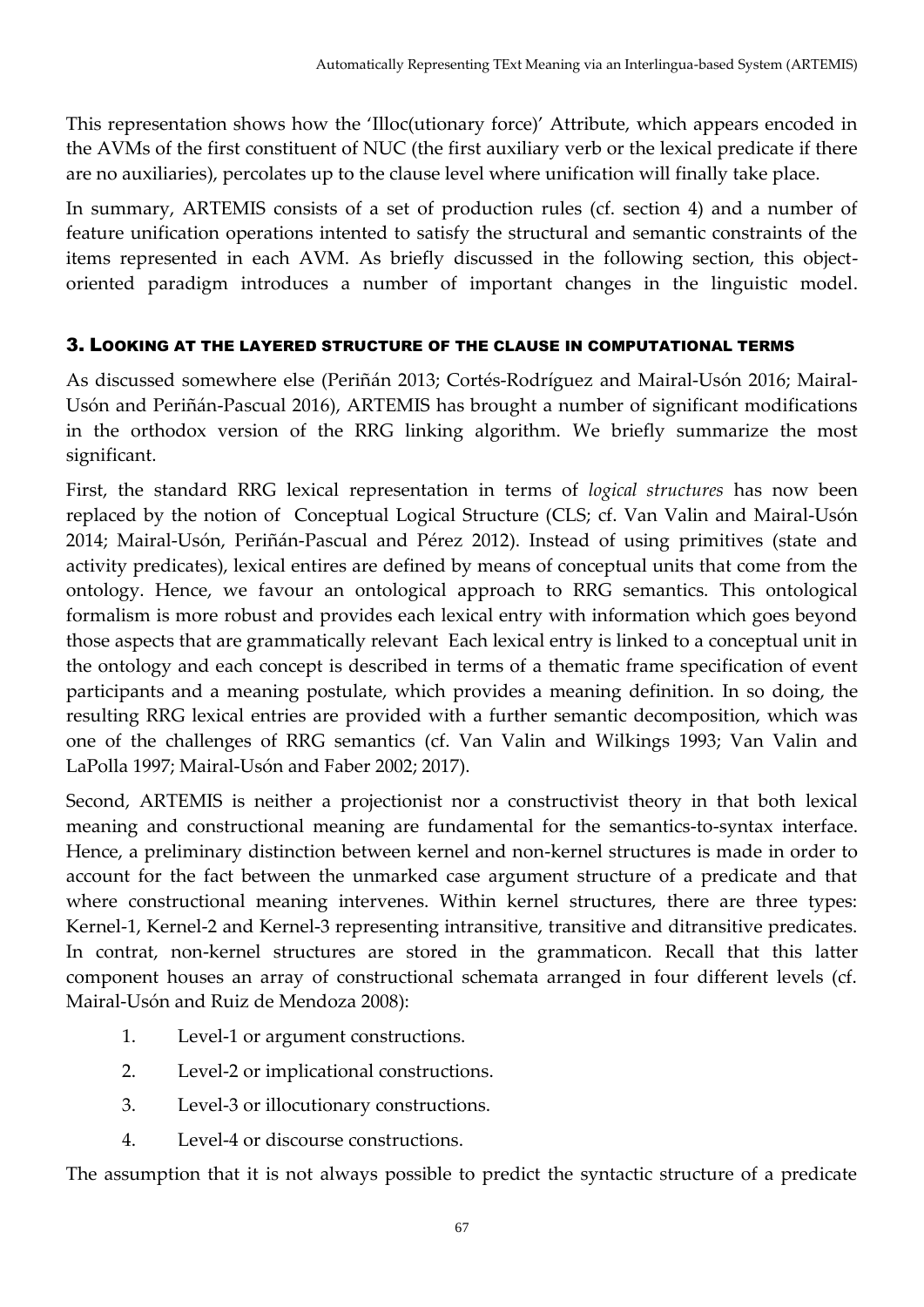This representation shows how the 'Illoc(utionary force)' Attribute, which appears encoded in the AVMs of the first constituent of NUC (the first auxiliary verb or the lexical predicate if there are no auxiliaries), percolates up to the clause level where unification will finally take place.

In summary, ARTEMIS consists of a set of production rules (cf. section 4) and a number of feature unification operations intented to satisfy the structural and semantic constraints of the items represented in each AVM. As briefly discussed in the following section, this object-oriented paradigm introduces a number of important changes in the linguistic model.

## 3. Looking at the layered structure of the clause in computational terms

As discussed somewhere else (Periñán 2013; Cortés-Rodríguez and Mairal-Usón 2016; Mairal-Usón and Periñán-Pascual 2016), ARTEMIS has brought a number of significant modifications in the orthodox version of the RRG linking algorithm. We briefly summarize the most significant.

First, the standard RRG lexical representation in terms of *logical structures* has now been replaced by the notion of Conceptual Logical Structure (CLS; cf. Van Valin and Mairal-Usón 2014; Mairal-Usón, Periñán-Pascual and Pérez 2012). Instead of using primitives (state and activity predicates), lexical entires are defined by means of conceptual units that come from the ontology. Hence, we favour an ontological approach to RRG semantics. This ontological formalism is more robust and provides each lexical entry with information which goes beyond those aspects that are grammatically relevant Each lexical entry is linked to a conceptual unit in the ontology and each concept is described in terms of a thematic frame specification of event participants and a meaning postulate, which provides a meaning definition. In so doing, the resulting RRG lexical entries are provided with a further semantic decomposition, which was one of the challenges of RRG semantics (cf. Van Valin and Wilkings 1993; Van Valin and LaPolla 1997; Mairal-Usón and Faber 2002; 2017).

Second, ARTEMIS is neither a projectionist nor a constructivist theory in that both lexical meaning and constructional meaning are fundamental for the semantics-to-syntax interface. Hence, a preliminary distinction between kernel and non-kernel structures is made in order to account for the fact between the unmarked case argument structure of a predicate and that where constructional meaning intervenes. Within kernel structures, there are three types: Kernel-1, Kernel-2 and Kernel-3 representing intransitive, transitive and ditransitive predicates. In contrat, non-kernel structures are stored in the grammaticon. Recall that this latter component houses an array of constructional schemata arranged in four different levels (cf. Mairal-Usón and Ruiz de Mendoza 2008):

1. Level-1 or argument constructions.
2. Level-2 or implicational constructions.
3. Level-3 or illocutionary constructions.
4. Level-4 or discourse constructions.

The assumption that it is not always possible to predict the syntactic structure of a predicate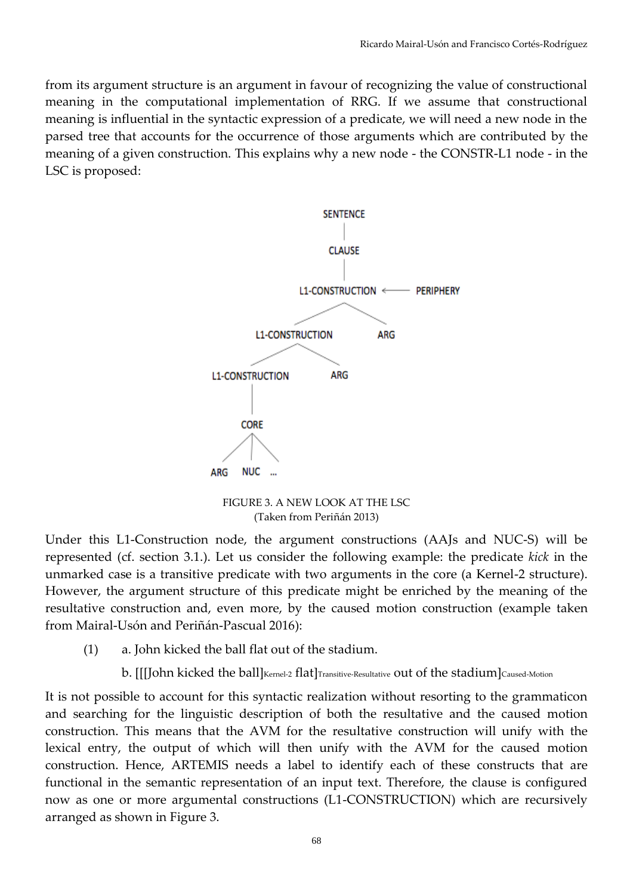from its argument structure is an argument in favour of recognizing the value of constructional meaning in the computational implementation of RRG. If we assume that constructional meaning is influential in the syntactic expression of a predicate, we will need a new node in the parsed tree that accounts for the occurrence of those arguments which are contributed by the meaning of a given construction. This explains why a new node - the CONSTR-L1 node - in the LSC is proposed:

SENTENCE
CLAUSE
L1-CONSTRUCTION
PERIPHERY
L1-CONSTRUCTION
ARG
L1-CONSTRUCTION
ARG
CORE
ARG
NUC
...

FIGURE 3. A NEW LOOK AT THE LSC
(Taken from Periñán 2013)

Under this L1-Construction node, the argument constructions (AAJs and NUC-S) will be represented (cf. section 3.1.). Let us consider the following example: the predicate *kick* in the unmarked case is a transitive predicate with two arguments in the core (a Kernel-2 structure). However, the argument structure of this predicate might be enriched by the meaning of the resultative construction and, even more, by the caused motion construction (example taken from Mairal-Usón and Periñán-Pascual 2016):

(1) a. John kicked the ball flat out of the stadium.

b. [[[John kicked the ball]$_{\text{Kernel-2}}$ flat]$_{\text{Transitive-Resultative}}$ out of the stadium]$_{\text{Caused-Motion}}$

It is not possible to account for this syntactic realization without resorting to the grammaticon and searching for the linguistic description of both the resultative and the caused motion construction. This means that the AVM for the resultative construction will unify with the lexical entry, the output of which will then unify with the AVM for the caused motion construction. Hence, ARTEMIS needs a label to identify each of these constructs that are functional in the semantic representation of an input text. Therefore, the clause is configured now as one or more argumental constructions (L1-CONSTRUCTION) which are recursively arranged as shown in Figure 3.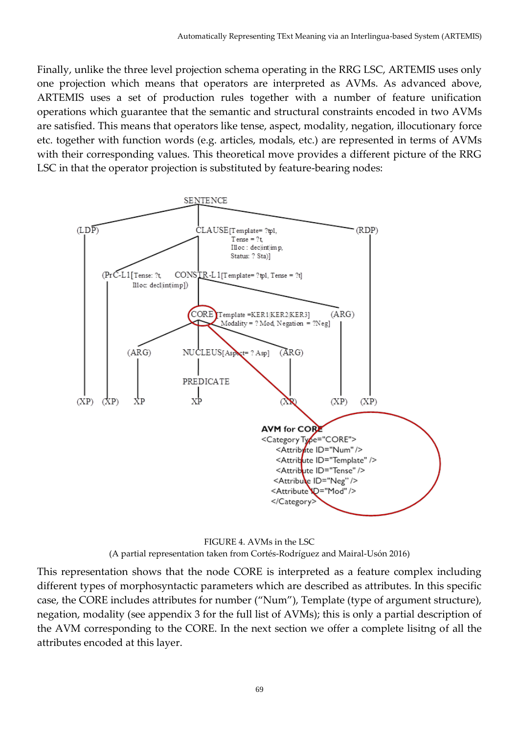Finally, unlike the three level projection schema operating in the RRG LSC, ARTEMIS uses only one projection which means that operators are interpreted as AVMs. As advanced above, ARTEMIS uses a set of production rules together with a number of feature unification operations which guarantee that the semantic and structural constraints encoded in two AVMs are satisfied. This means that operators like tense, aspect, modality, negation, illocutionary force etc. together with function words (e.g. articles, modals, etc.) are represented in terms of AVMs with their corresponding values. This theoretical move provides a different picture of the RRG LSC in that the operator projection is substituted by feature-bearing nodes:

SENTENCE

(LDP)

CLAUSE[Template= ?tpl, Tense = ?t, Illoc : decl|int|imp, Status: ? Sta)]

(RDP)

(PrC-L1[Tense: ?t, Illoc: decl|int|imp])

CONSTR-L1[Template= ?tpl, Tense = ?t]

CORE [Template =KER1|KER2|KER3] Modality = ? Mod, Negation = ?Neg]

(ARG)

(ARG)

NUCLEUS[Aspect= ? Asp]

(ARG)

PREDICATE

(XP) (XP) XP XP (XP) (XP) (XP)

AVM for CORE

```
<Category Type="CORE">
    <Attribute ID="Num" />
    <Attribute ID="Template" />
    <Attribute ID="Tense" />
   <Attribute ID="Neg" />
  <Attribute ID="Mod" />
  </Category>
```

FIGURE 4. AVMs in the LSC
(A partial representation taken from Cortés-Rodríguez and Mairal-Usón 2016)

This representation shows that the node CORE is interpreted as a feature complex including different types of morphosyntactic parameters which are described as attributes. In this specific case, the CORE includes attributes for number ("Num"), Template (type of argument structure), negation, modality (see appendix 3 for the full list of AVMs); this is only a partial description of the AVM corresponding to the CORE. In the next section we offer a complete lisitng of all the attributes encoded at this layer.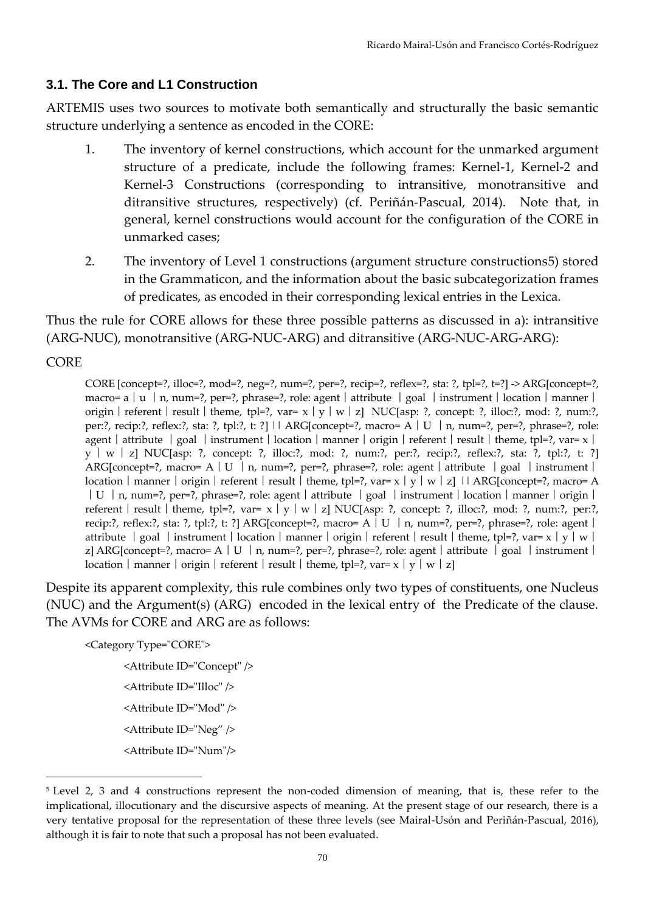### 3.1. The Core and L1 Construction

ARTEMIS uses two sources to motivate both semantically and structurally the basic semantic structure underlying a sentence as encoded in the CORE:

1. The inventory of kernel constructions, which account for the unmarked argument structure of a predicate, include the following frames: Kernel-1, Kernel-2 and Kernel-3 Constructions (corresponding to intransitive, monotransitive and ditransitive structures, respectively) (cf. Periñán-Pascual, 2014). Note that, in general, kernel constructions would account for the configuration of the CORE in unmarked cases;

2. The inventory of Level 1 constructions (argument structure constructions[5]) stored in the Grammaticon, and the information about the basic subcategorization frames of predicates, as encoded in their corresponding lexical entries in the Lexica.

Thus the rule for CORE allows for these three possible patterns as discussed in a): intransitive (ARG-NUC), monotransitive (ARG-NUC-ARG) and ditransitive (ARG-NUC-ARG-ARG):

CORE

CORE [concept=?, illoc=?, mod=?, neg=?, num=?, per=?, recip=?, reflex=?, sta: ?, tpl=?, t=?] -> ARG[concept=?, macro= a | u | n, num=?, per=?, phrase=?, role: agent | attribute | goal | instrument | location | manner | origin | referent | result | theme, tpl=?, var= x | y | w | z] NUC[asp: ?, concept: ?, illoc:?, mod: ?, num:?, per:?, recip:?, reflex:?, sta: ?, tpl:?, t: ?] || ARG[concept=?, macro= A | U | n, num=?, per=?, phrase=?, role: agent | attribute | goal | instrument | location | manner | origin | referent | result | theme, tpl=?, var= x | y | w | z] NUC[asp: ?, concept: ?, illoc:?, mod: ?, num:?, per:?, recip:?, reflex:?, sta: ?, tpl:?, t: ?] ARG[concept=?, macro= A | U | n, num=?, per=?, phrase=?, role: agent | attribute | goal | instrument | location | manner | origin | referent | result | theme, tpl=?, var= x | y | w | z] || ARG[concept=?, macro= A | U | n, num=?, per=?, phrase=?, role: agent | attribute | goal | instrument | location | manner | origin | referent | result | theme, tpl=?, var= x | y | w | z] NUC[Asp: ?, concept: ?, illoc:?, mod: ?, num:?, per:?, recip:?, reflex:?, sta: ?, tpl:?, t: ?] ARG[concept=?, macro= A | U | n, num=?, per=?, phrase=?, role: agent | attribute | goal | instrument | location | manner | origin | referent | result | theme, tpl=?, var= x | y | w | z] ARG[concept=?, macro= A | U | n, num=?, per=?, phrase=?, role: agent | attribute | goal | instrument | location | manner | origin | referent | result | theme, tpl=?, var= x | y | w | z]

Despite its apparent complexity, this rule combines only two types of constituents, one Nucleus (NUC) and the Argument(s) (ARG) encoded in the lexical entry of the Predicate of the clause. The AVMs for CORE and ARG are as follows:

```
<Category Type="CORE">
    <Attribute ID="Concept" />
    <Attribute ID="Illoc" />
    <Attribute ID="Mod" />
    <Attribute ID="Neg" />
    <Attribute ID="Num"/>
```

[5] Level 2, 3 and 4 constructions represent the non-coded dimension of meaning, that is, these refer to the implicational, illocutionary and the discursive aspects of meaning. At the present stage of our research, there is a very tentative proposal for the representation of these three levels (see Mairal-Usón and Periñán-Pascual, 2016), although it is fair to note that such a proposal has not been evaluated.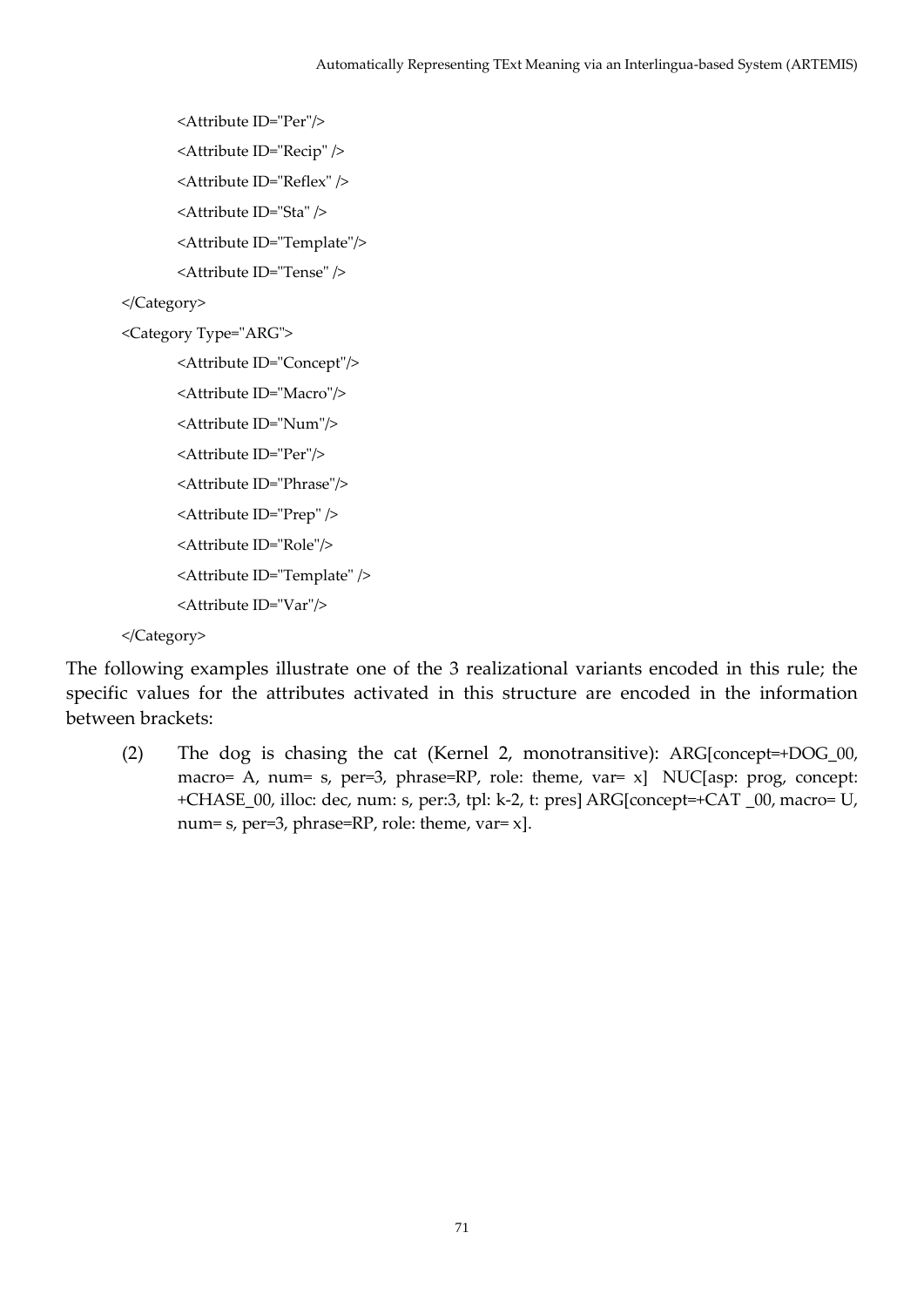```
        <Attribute ID="Per"/>
        <Attribute ID="Recip" />
        <Attribute ID="Reflex" />
        <Attribute ID="Sta" />
        <Attribute ID="Template"/>
        <Attribute ID="Tense" />
    </Category>
    <Category Type="ARG">
        <Attribute ID="Concept"/>
        <Attribute ID="Macro"/>
        <Attribute ID="Num"/>
        <Attribute ID="Per"/>
        <Attribute ID="Phrase"/>
        <Attribute ID="Prep" />
        <Attribute ID="Role"/>
        <Attribute ID="Template" />
        <Attribute ID="Var"/>
    </Category>
```

The following examples illustrate one of the 3 realizational variants encoded in this rule; the specific values for the attributes activated in this structure are encoded in the information between brackets:

(2) The dog is chasing the cat (Kernel 2, monotransitive): ARG[concept=+DOG_00, macro= A, num= s, per=3, phrase=RP, role: theme, var= x] NUC[asp: prog, concept: +CHASE_00, illoc: dec, num: s, per:3, tpl: k-2, t: pres] ARG[concept=+CAT _00, macro= U, num= s, per=3, phrase=RP, role: theme, var= x].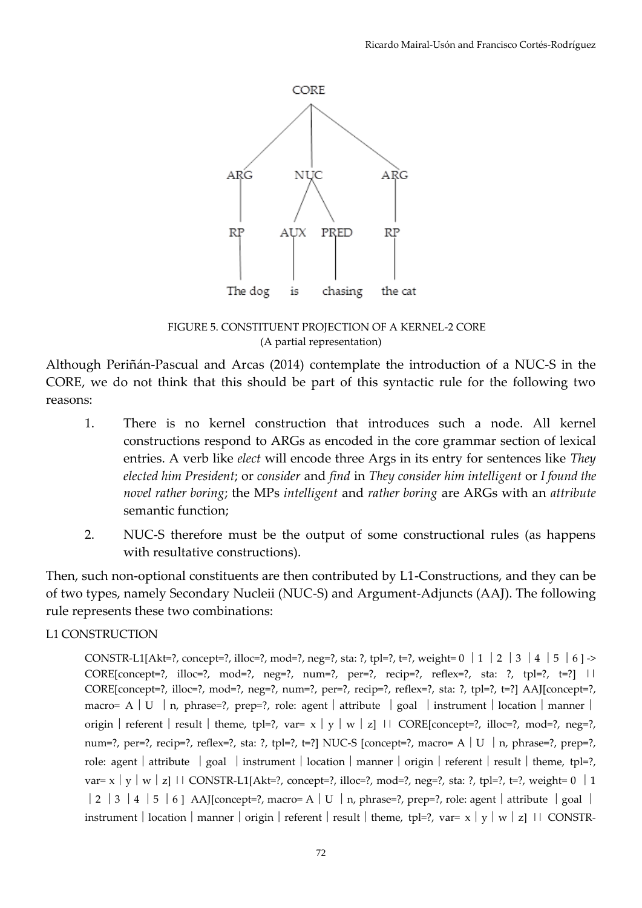CORE

ARG NUC ARG

RP AUX PRED RP

The dog is chasing the cat

FIGURE 5. CONSTITUENT PROJECTION OF A KERNEL-2 CORE
(A partial representation)

Although Periñán-Pascual and Arcas (2014) contemplate the introduction of a NUC-S in the CORE, we do not think that this should be part of this syntactic rule for the following two reasons:

1. There is no kernel construction that introduces such a node. All kernel constructions respond to ARGs as encoded in the core grammar section of lexical entries. A verb like *elect* will encode three Args in its entry for sentences like *They elected him President*; or *consider* and *find* in *They consider him intelligent* or *I found the novel rather boring*; the MPs *intelligent* and *rather boring* are ARGs with an *attribute* semantic function;
2. NUC-S therefore must be the output of some constructional rules (as happens with resultative constructions).

Then, such non-optional constituents are then contributed by L1-Constructions, and they can be of two types, namely Secondary Nucleii (NUC-S) and Argument-Adjuncts (AAJ). The following rule represents these two combinations:

L1 CONSTRUCTION

CONSTR-L1[Akt=?, concept=?, illoc=?, mod=?, neg=?, sta: ?, tpl=?, t=?, weight= 0 | 1 | 2 | 3 | 4 | 5 | 6 ] -> CORE[concept=?, illoc=?, mod=?, neg=?, num=?, per=?, recip=?, reflex=?, sta: ?, tpl=?, t=?] || CORE[concept=?, illoc=?, mod=?, neg=?, num=?, per=?, recip=?, reflex=?, sta: ?, tpl=?, t=?] AAJ[concept=?, macro= A | U | n, phrase=?, prep=?, role: agent | attribute | goal | instrument | location | manner | origin | referent | result | theme, tpl=?, var= x | y | w | z] || CORE[concept=?, illoc=?, mod=?, neg=?, num=?, per=?, recip=?, reflex=?, sta: ?, tpl=?, t=?] NUC-S [concept=?, macro= A | U | n, phrase=?, prep=?, role: agent | attribute | goal | instrument | location | manner | origin | referent | result | theme, tpl=?, var= x | y | w | z] || CONSTR-L1[Akt=?, concept=?, illoc=?, mod=?, neg=?, sta: ?, tpl=?, t=?, weight= 0 | 1 | 2 | 3 | 4 | 5 | 6 ] AAJ[concept=?, macro= A | U | n, phrase=?, prep=?, role: agent | attribute | goal | instrument | location | manner | origin | referent | result | theme, tpl=?, var= x | y | w | z] || CONSTR-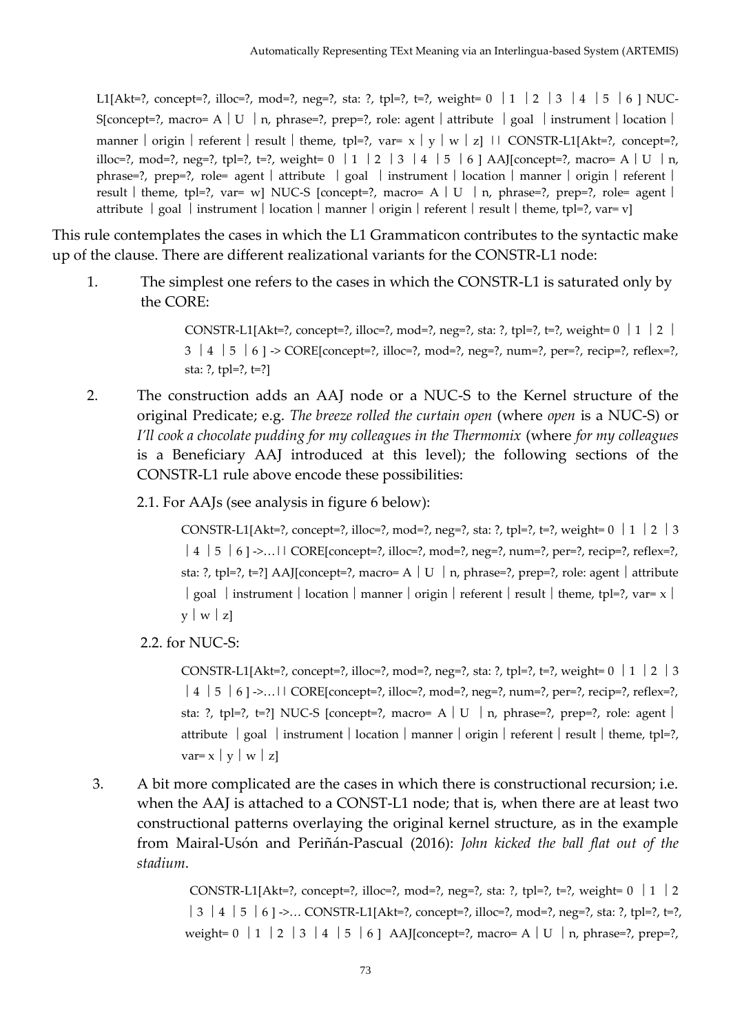L1[Akt=?, concept=?, illoc=?, mod=?, neg=?, sta: ?, tpl=?, t=?, weight= 0 | 1 | 2 | 3 | 4 | 5 | 6 ] NUC-S[concept=?, macro= A | U | n, phrase=?, prep=?, role: agent | attribute | goal | instrument | location | manner | origin | referent | result | theme, tpl=?, var= x | y | w | z] || CONSTR-L1[Akt=?, concept=?, illoc=?, mod=?, neg=?, tpl=?, t=?, weight= 0 | 1 | 2 | 3 | 4 | 5 | 6 ] AAJ[concept=?, macro= A | U | n, phrase=?, prep=?, role= agent | attribute | goal | instrument | location | manner | origin | referent | result | theme, tpl=?, var= w] NUC-S [concept=?, macro= A | U | n, phrase=?, prep=?, role= agent | attribute | goal | instrument | location | manner | origin | referent | result | theme, tpl=?, var= v]

This rule contemplates the cases in which the L1 Grammaticon contributes to the syntactic make up of the clause. There are different realizational variants for the CONSTR-L1 node:

1. The simplest one refers to the cases in which the CONSTR-L1 is saturated only by the CORE:

   CONSTR-L1[Akt=?, concept=?, illoc=?, mod=?, neg=?, sta: ?, tpl=?, t=?, weight= 0 | 1 | 2 | 3 | 4 | 5 | 6 ] -> CORE[concept=?, illoc=?, mod=?, neg=?, num=?, per=?, recip=?, reflex=?, sta: ?, tpl=?, t=?]

2. The construction adds an AAJ node or a NUC-S to the Kernel structure of the original Predicate; e.g. *The breeze rolled the curtain open* (where *open* is a NUC-S) or *I'll cook a chocolate pudding for my colleagues in the Thermomix* (where *for my colleagues* is a Beneficiary AAJ introduced at this level); the following sections of the CONSTR-L1 rule above encode these possibilities:

   2.1. For AAJs (see analysis in figure 6 below):

   CONSTR-L1[Akt=?, concept=?, illoc=?, mod=?, neg=?, sta: ?, tpl=?, t=?, weight= 0 | 1 | 2 | 3 | 4 | 5 | 6 ] ->…|| CORE[concept=?, illoc=?, mod=?, neg=?, num=?, per=?, recip=?, reflex=?, sta: ?, tpl=?, t=?] AAJ[concept=?, macro= A | U | n, phrase=?, prep=?, role: agent | attribute | goal | instrument | location | manner | origin | referent | result | theme, tpl=?, var= x | y | w | z]

   2.2. for NUC-S:

   CONSTR-L1[Akt=?, concept=?, illoc=?, mod=?, neg=?, sta: ?, tpl=?, t=?, weight= 0 | 1 | 2 | 3 | 4 | 5 | 6 ] ->…|| CORE[concept=?, illoc=?, mod=?, neg=?, num=?, per=?, recip=?, reflex=?, sta: ?, tpl=?, t=?] NUC-S [concept=?, macro= A | U | n, phrase=?, prep=?, role: agent | attribute | goal | instrument | location | manner | origin | referent | result | theme, tpl=?, var= x | y | w | z]

3. A bit more complicated are the cases in which there is constructional recursion; i.e. when the AAJ is attached to a CONST-L1 node; that is, when there are at least two constructional patterns overlaying the original kernel structure, as in the example from Mairal-Usón and Periñán-Pascual (2016): *John kicked the ball flat out of the stadium*.

   CONSTR-L1[Akt=?, concept=?, illoc=?, mod=?, neg=?, sta: ?, tpl=?, t=?, weight= 0 | 1 | 2 | 3 | 4 | 5 | 6 ] ->… CONSTR-L1[Akt=?, concept=?, illoc=?, mod=?, neg=?, sta: ?, tpl=?, t=?, weight= 0 | 1 | 2 | 3 | 4 | 5 | 6 ] AAJ[concept=?, macro= A | U | n, phrase=?, prep=?,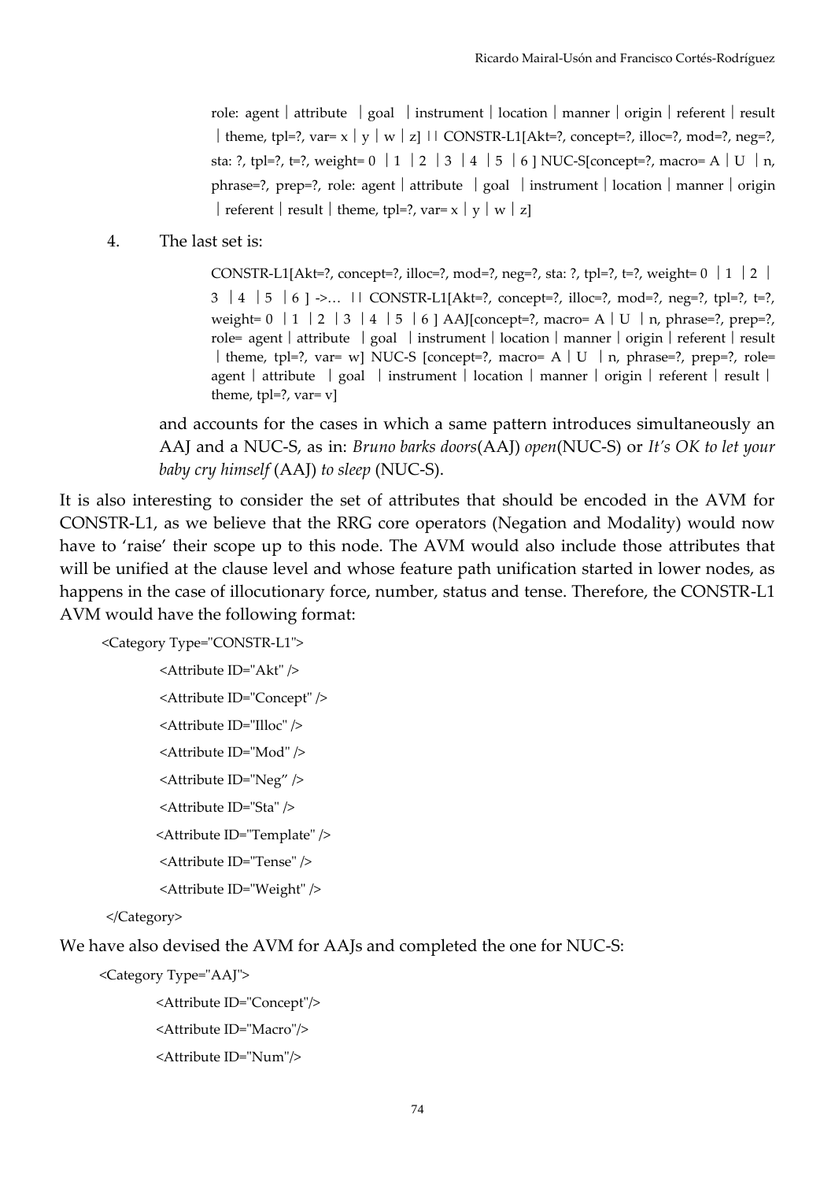role: agent | attribute | goal | instrument | location | manner | origin | referent | result | theme, tpl=?, var= x | y | w | z] || CONSTR-L1[Akt=?, concept=?, illoc=?, mod=?, neg=?, sta: ?, tpl=?, t=?, weight= 0 | 1 | 2 | 3 | 4 | 5 | 6 ] NUC-S[concept=?, macro= A | U | n, phrase=?, prep=?, role: agent | attribute | goal | instrument | location | manner | origin | referent | result | theme, tpl=?, var= x | y | w | z]

4. The last set is:

   CONSTR-L1[Akt=?, concept=?, illoc=?, mod=?, neg=?, sta: ?, tpl=?, t=?, weight= 0 | 1 | 2 | 3 | 4 | 5 | 6 ] ->… || CONSTR-L1[Akt=?, concept=?, illoc=?, mod=?, neg=?, tpl=?, t=?, weight= 0 | 1 | 2 | 3 | 4 | 5 | 6 ] AAJ[concept=?, macro= A | U | n, phrase=?, prep=?, role= agent | attribute | goal | instrument | location | manner | origin | referent | result | theme, tpl=?, var= w] NUC-S [concept=?, macro= A | U | n, phrase=?, prep=?, role= agent | attribute | goal | instrument | location | manner | origin | referent | result | theme, tpl=?, var= v]

   and accounts for the cases in which a same pattern introduces simultaneously an AAJ and a NUC-S, as in: *Bruno barks doors*(AAJ) *open*(NUC-S) or *It's OK to let your baby cry himself* (AAJ) *to sleep* (NUC-S).

It is also interesting to consider the set of attributes that should be encoded in the AVM for CONSTR-L1, as we believe that the RRG core operators (Negation and Modality) would now have to 'raise' their scope up to this node. The AVM would also include those attributes that will be unified at the clause level and whose feature path unification started in lower nodes, as happens in the case of illocutionary force, number, status and tense. Therefore, the CONSTR-L1 AVM would have the following format:

```
<Category Type="CONSTR-L1">
    <Attribute ID="Akt" />
    <Attribute ID="Concept" />
    <Attribute ID="Illoc" />
    <Attribute ID="Mod" />
    <Attribute ID="Neg" />
    <Attribute ID="Sta" />
    <Attribute ID="Template" />
    <Attribute ID="Tense" />
    <Attribute ID="Weight" />
</Category>
```

We have also devised the AVM for AAJs and completed the one for NUC-S:

```
<Category Type="AAJ">
    <Attribute ID="Concept"/>
    <Attribute ID="Macro"/>
    <Attribute ID="Num"/>
```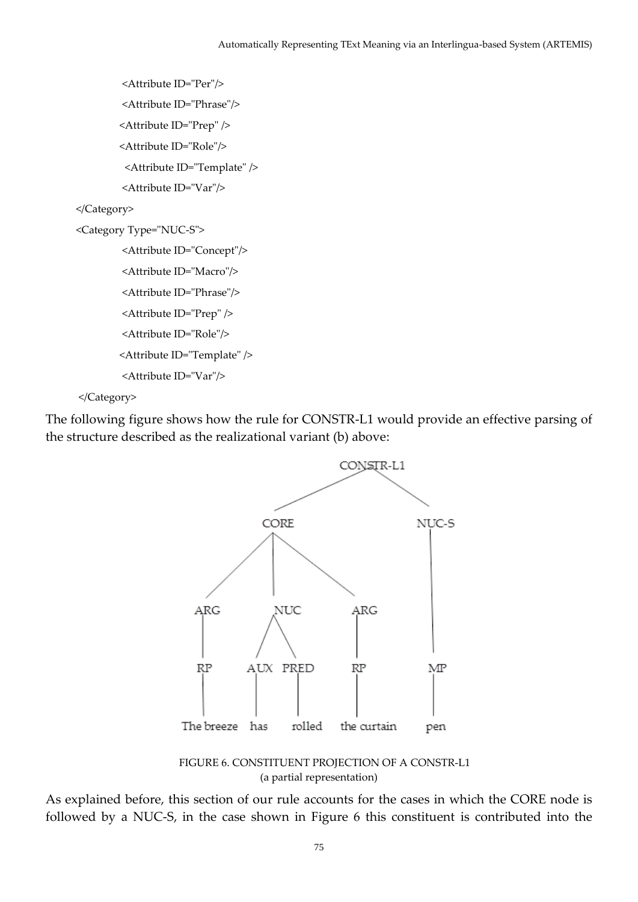```
            <Attribute ID="Per"/>
            <Attribute ID="Phrase"/>
           <Attribute ID="Prep" />
           <Attribute ID="Role"/>
            <Attribute ID="Template" />
            <Attribute ID="Var"/>
    </Category>
    <Category Type="NUC-S">
            <Attribute ID="Concept"/>
            <Attribute ID="Macro"/>
            <Attribute ID="Phrase"/>
            <Attribute ID="Prep" />
            <Attribute ID="Role"/>
           <Attribute ID="Template" />
            <Attribute ID="Var"/>
     </Category>
```

The following figure shows how the rule for CONSTR-L1 would provide an effective parsing of the structure described as the realizational variant (b) above:

CONSTR-L1

CORE

NUC-S

ARG

NUC

ARG

RP

AUX

PRED

RP

MP

The breeze

has

rolled

the curtain

pen

FIGURE 6. CONSTITUENT PROJECTION OF A CONSTR-L1
(a partial representation)

As explained before, this section of our rule accounts for the cases in which the CORE node is followed by a NUC-S, in the case shown in Figure 6 this constituent is contributed into the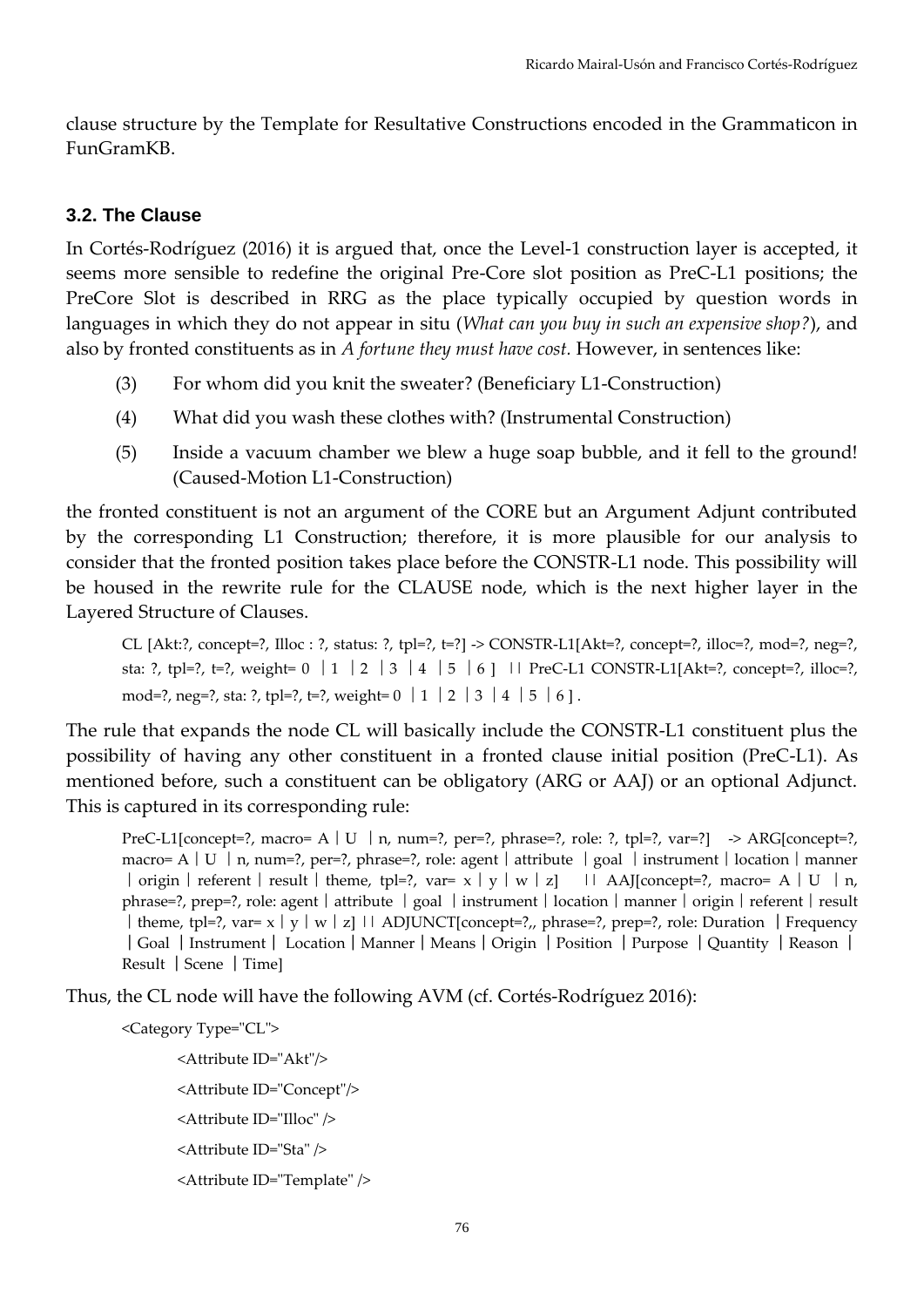clause structure by the Template for Resultative Constructions encoded in the Grammaticon in FunGramKB.

### 3.2. The Clause

In Cortés-Rodríguez (2016) it is argued that, once the Level-1 construction layer is accepted, it seems more sensible to redefine the original Pre-Core slot position as PreC-L1 positions; the PreCore Slot is described in RRG as the place typically occupied by question words in languages in which they do not appear in situ (*What can you buy in such an expensive shop?*), and also by fronted constituents as in *A fortune they must have cost.* However, in sentences like:

(3) For whom did you knit the sweater? (Beneficiary L1-Construction)

(4) What did you wash these clothes with? (Instrumental Construction)

(5) Inside a vacuum chamber we blew a huge soap bubble, and it fell to the ground! (Caused-Motion L1-Construction)

the fronted constituent is not an argument of the CORE but an Argument Adjunt contributed by the corresponding L1 Construction; therefore, it is more plausible for our analysis to consider that the fronted position takes place before the CONSTR-L1 node. This possibility will be housed in the rewrite rule for the CLAUSE node, which is the next higher layer in the Layered Structure of Clauses.

CL [Akt:?, concept=?, Illoc : ?, status: ?, tpl=?, t=?] -> CONSTR-L1[Akt=?, concept=?, illoc=?, mod=?, neg=?, sta: ?, tpl=?, t=?, weight= 0 |1 |2 |3 |4 |5 |6 ] || PreC-L1 CONSTR-L1[Akt=?, concept=?, illoc=?, mod=?, neg=?, sta: ?, tpl=?, t=?, weight= 0 |1 |2 |3 |4 |5 |6 ] .

The rule that expands the node CL will basically include the CONSTR-L1 constituent plus the possibility of having any other constituent in a fronted clause initial position (PreC-L1). As mentioned before, such a constituent can be obligatory (ARG or AAJ) or an optional Adjunct. This is captured in its corresponding rule:

PreC-L1[concept=?, macro= A | U | n, num=?, per=?, phrase=?, role: ?, tpl=?, var=?] -> ARG[concept=?, macro= A | U | n, num=?, per=?, phrase=?, role: agent | attribute | goal | instrument | location | manner | origin | referent | result | theme, tpl=?, var= x | y | w | z] || AAJ[concept=?, macro= A | U | n, phrase=?, prep=?, role: agent | attribute | goal | instrument | location | manner | origin | referent | result | theme, tpl=?, var= x | y | w | z] || ADJUNCT[concept=?,, phrase=?, prep=?, role: Duration | Frequency | Goal | Instrument | Location | Manner | Means | Origin | Position | Purpose | Quantity | Reason | Result | Scene | Time]

Thus, the CL node will have the following AVM (cf. Cortés-Rodríguez 2016):

```
<Category Type="CL">
    <Attribute ID="Akt"/>
    <Attribute ID="Concept"/>
    <Attribute ID="Illoc" />
    <Attribute ID="Sta" />
    <Attribute ID="Template" />
```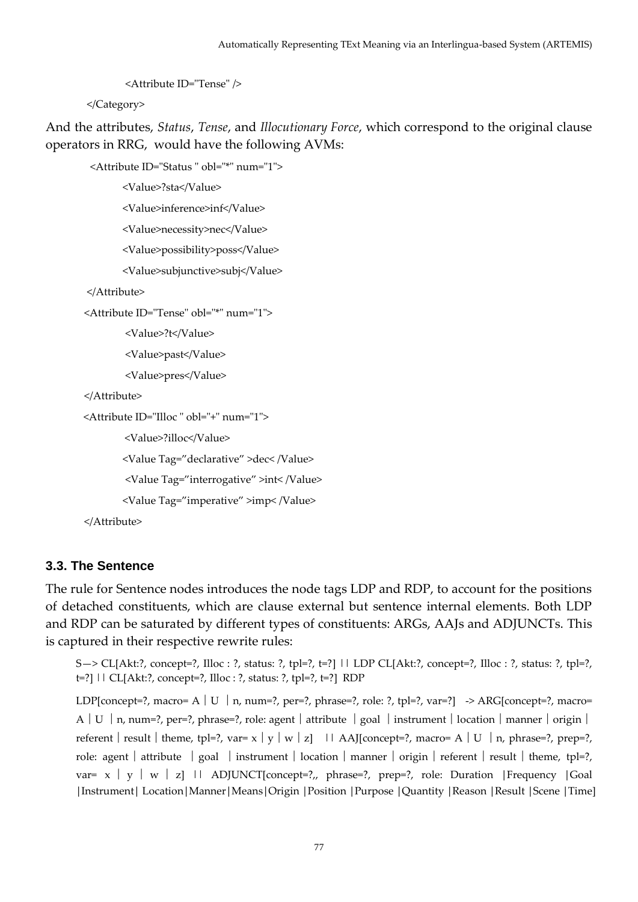<Attribute ID="Tense" />

</Category>

And the attributes, *Status*, *Tense*, and *Illocutionary Force*, which correspond to the original clause operators in RRG, would have the following AVMs:

```
<Attribute ID="Status " obl="*" num="1">
        <Value>?sta</Value>
        <Value>inference>inf</Value>
        <Value>necessity>nec</Value>
        <Value>possibility>poss</Value>
        <Value>subjunctive>subj</Value>
</Attribute>
<Attribute ID="Tense" obl="*" num="1">
        <Value>?t</Value>
        <Value>past</Value>
        <Value>pres</Value>
</Attribute>
<Attribute ID="Illoc " obl="+" num="1">
        <Value>?illoc</Value>
        <Value Tag="declarative" >dec< /Value>
        <Value Tag="interrogative" >int< /Value>
        <Value Tag="imperative" >imp< /Value>
</Attribute>
```

### 3.3. The Sentence

The rule for Sentence nodes introduces the node tags LDP and RDP, to account for the positions of detached constituents, which are clause external but sentence internal elements. Both LDP and RDP can be saturated by different types of constituents: ARGs, AAJs and ADJUNCTs. This is captured in their respective rewrite rules:

S—> CL[Akt:?, concept=?, Illoc : ?, status: ?, tpl=?, t=?] || LDP CL[Akt:?, concept=?, Illoc : ?, status: ?, tpl=?, t=?] || CL[Akt:?, concept=?, Illoc : ?, status: ?, tpl=?, t=?] RDP

LDP[concept=?, macro= A | U | n, num=?, per=?, phrase=?, role: ?, tpl=?, var=?] -> ARG[concept=?, macro= A | U | n, num=?, per=?, phrase=?, role: agent | attribute | goal | instrument | location | manner | origin | referent | result | theme, tpl=?, var= x | y | w | z] || AAJ[concept=?, macro= A | U | n, phrase=?, prep=?, role: agent | attribute | goal | instrument | location | manner | origin | referent | result | theme, tpl=?, var= x | y | w | z] || ADJUNCT[concept=?,, phrase=?, prep=?, role: Duration |Frequency |Goal |Instrument| Location|Manner|Means|Origin |Position |Purpose |Quantity |Reason |Result |Scene |Time]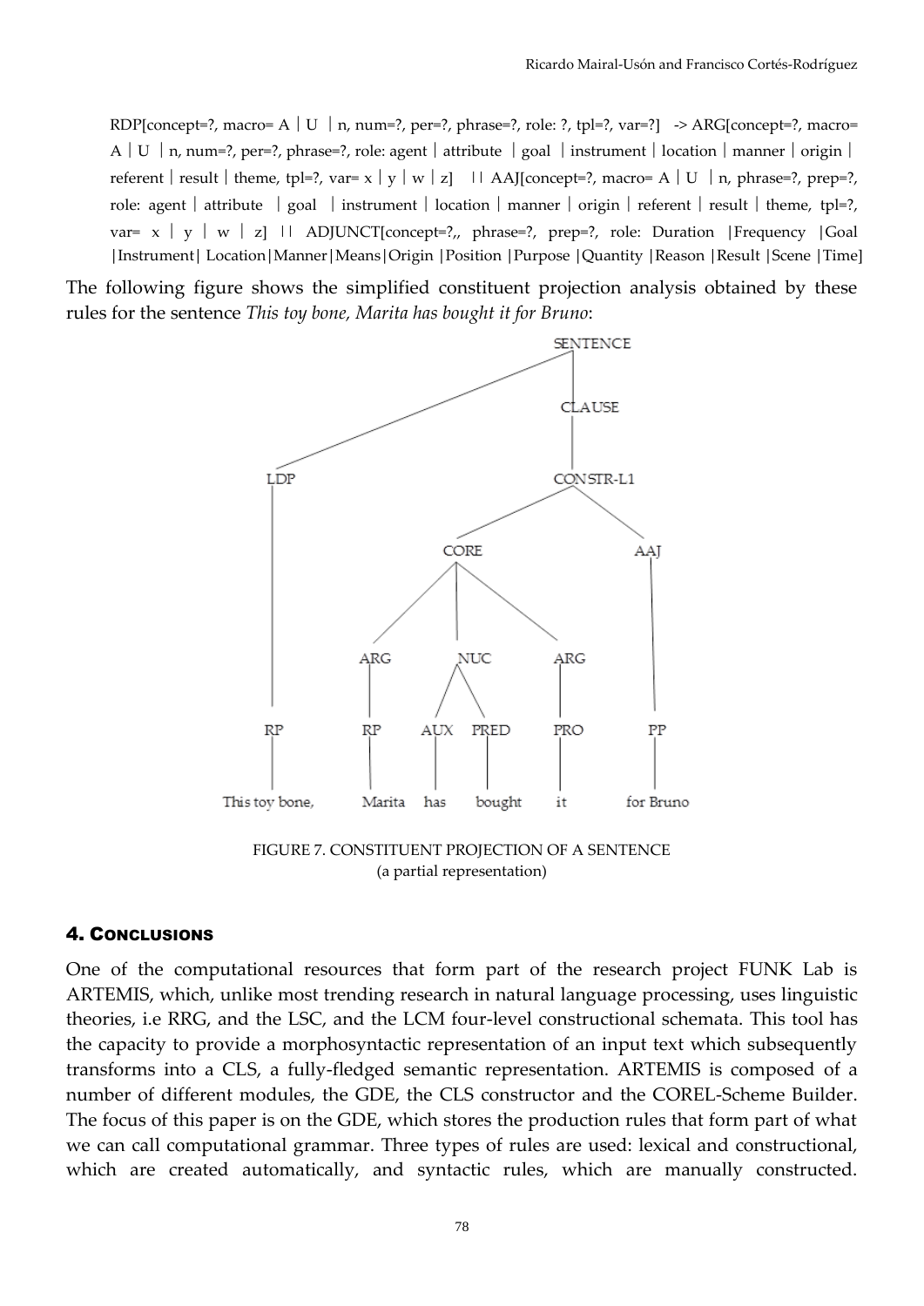RDP[concept=?, macro= A | U | n, num=?, per=?, phrase=?, role: ?, tpl=?, var=?] -> ARG[concept=?, macro= A | U | n, num=?, per=?, phrase=?, role: agent | attribute | goal | instrument | location | manner | origin | referent | result | theme, tpl=?, var= x | y | w | z] || AAJ[concept=?, macro= A | U | n, phrase=?, prep=?, role: agent | attribute | goal | instrument | location | manner | origin | referent | result | theme, tpl=?, var= x | y | w | z] || ADJUNCT[concept=?,, phrase=?, prep=?, role: Duration |Frequency |Goal |Instrument| Location|Manner|Means|Origin |Position |Purpose |Quantity |Reason |Result |Scene |Time]

The following figure shows the simplified constituent projection analysis obtained by these rules for the sentence *This toy bone, Marita has bought it for Bruno*:

SENTENCE
CLAUSE
LDP
CONSTR-L1
CORE
AAJ
ARG
NUC
ARG
RP
RP
AUX
PRED
PRO
PP
This toy bone,
Marita
has
bought
it
for Bruno

FIGURE 7. CONSTITUENT PROJECTION OF A SENTENCE
(a partial representation)

## 4. Conclusions

One of the computational resources that form part of the research project FUNK Lab is ARTEMIS, which, unlike most trending research in natural language processing, uses linguistic theories, i.e RRG, and the LSC, and the LCM four-level constructional schemata. This tool has the capacity to provide a morphosyntactic representation of an input text which subsequently transforms into a CLS, a fully-fledged semantic representation. ARTEMIS is composed of a number of different modules, the GDE, the CLS constructor and the COREL-Scheme Builder. The focus of this paper is on the GDE, which stores the production rules that form part of what we can call computational grammar. Three types of rules are used: lexical and constructional, which are created automatically, and syntactic rules, which are manually constructed.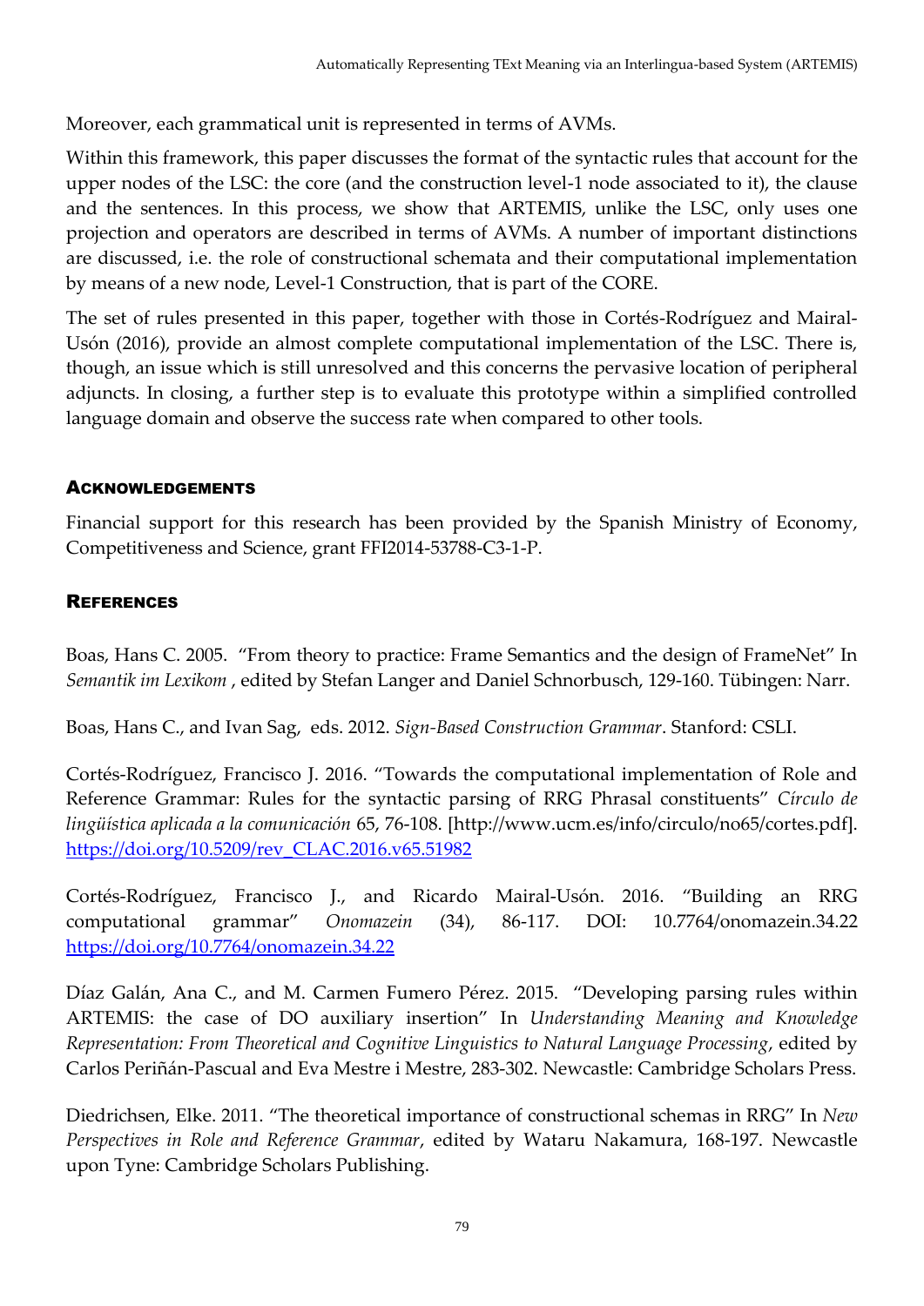Moreover, each grammatical unit is represented in terms of AVMs.

Within this framework, this paper discusses the format of the syntactic rules that account for the upper nodes of the LSC: the core (and the construction level-1 node associated to it), the clause and the sentences. In this process, we show that ARTEMIS, unlike the LSC, only uses one projection and operators are described in terms of AVMs. A number of important distinctions are discussed, i.e. the role of constructional schemata and their computational implementation by means of a new node, Level-1 Construction, that is part of the CORE.

The set of rules presented in this paper, together with those in Cortés-Rodríguez and Mairal-Usón (2016), provide an almost complete computational implementation of the LSC. There is, though, an issue which is still unresolved and this concerns the pervasive location of peripheral adjuncts. In closing, a further step is to evaluate this prototype within a simplified controlled language domain and observe the success rate when compared to other tools.

## ACKNOWLEDGEMENTS

Financial support for this research has been provided by the Spanish Ministry of Economy, Competitiveness and Science, grant FFI2014-53788-C3-1-P.

## REFERENCES

Boas, Hans C. 2005. "From theory to practice: Frame Semantics and the design of FrameNet" In *Semantik im Lexikom* , edited by Stefan Langer and Daniel Schnorbusch, 129-160. Tübingen: Narr.

Boas, Hans C., and Ivan Sag, eds. 2012. *Sign-Based Construction Grammar*. Stanford: CSLI.

Cortés-Rodríguez, Francisco J. 2016. "Towards the computational implementation of Role and Reference Grammar: Rules for the syntactic parsing of RRG Phrasal constituents" *Círculo de lingüística aplicada a la comunicación* 65, 76-108. [http://www.ucm.es/info/circulo/no65/cortes.pdf]. https://doi.org/10.5209/rev_CLAC.2016.v65.51982

Cortés-Rodríguez, Francisco J., and Ricardo Mairal-Usón. 2016. "Building an RRG computational grammar" *Onomazein* (34), 86-117. DOI: 10.7764/onomazein.34.22 https://doi.org/10.7764/onomazein.34.22

Díaz Galán, Ana C., and M. Carmen Fumero Pérez. 2015. "Developing parsing rules within ARTEMIS: the case of DO auxiliary insertion" In *Understanding Meaning and Knowledge Representation: From Theoretical and Cognitive Linguistics to Natural Language Processing*, edited by Carlos Periñán-Pascual and Eva Mestre i Mestre, 283-302. Newcastle: Cambridge Scholars Press.

Diedrichsen, Elke. 2011. "The theoretical importance of constructional schemas in RRG" In *New Perspectives in Role and Reference Grammar*, edited by Wataru Nakamura, 168-197. Newcastle upon Tyne: Cambridge Scholars Publishing.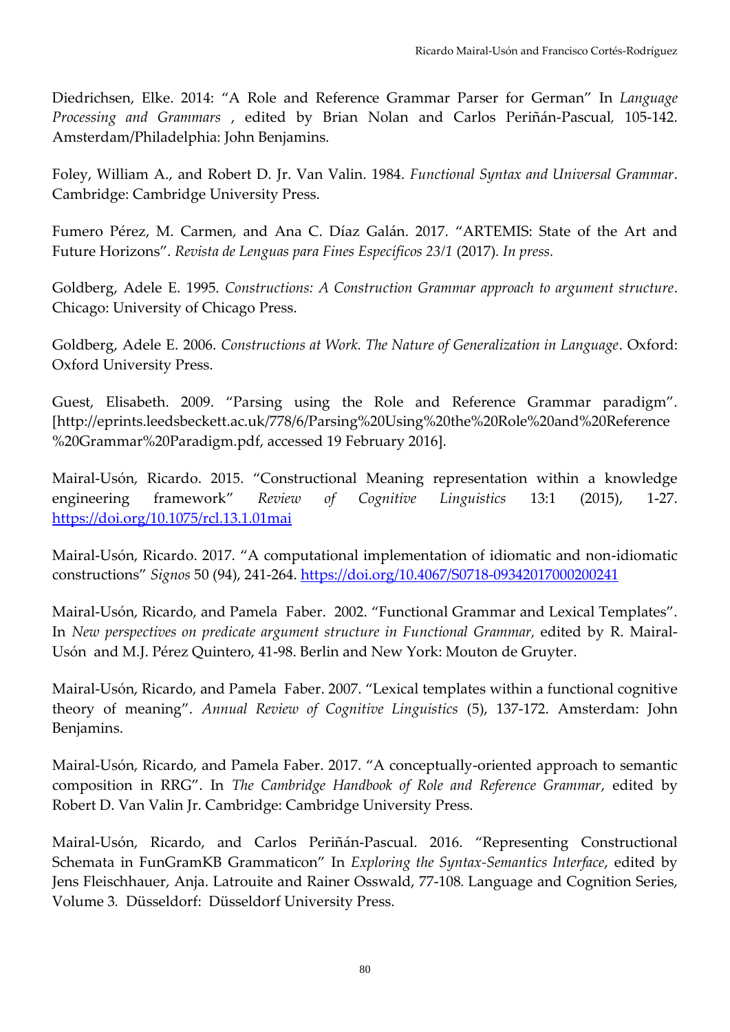Diedrichsen, Elke. 2014: "A Role and Reference Grammar Parser for German" In *Language Processing and Grammars* , edited by Brian Nolan and Carlos Periñán-Pascual, 105-142. Amsterdam/Philadelphia: John Benjamins.

Foley, William A., and Robert D. Jr. Van Valin. 1984. *Functional Syntax and Universal Grammar*. Cambridge: Cambridge University Press.

Fumero Pérez, M. Carmen, and Ana C. Díaz Galán. 2017. "ARTEMIS: State of the Art and Future Horizons". *Revista de Lenguas para Fines Específicos 23/1* (2017). *In press.*

Goldberg, Adele E. 1995. *Constructions: A Construction Grammar approach to argument structure*. Chicago: University of Chicago Press.

Goldberg, Adele E. 2006. *Constructions at Work. The Nature of Generalization in Language*. Oxford: Oxford University Press.

Guest, Elisabeth. 2009. "Parsing using the Role and Reference Grammar paradigm". [http://eprints.leedsbeckett.ac.uk/778/6/Parsing%20Using%20the%20Role%20and%20Reference%20Grammar%20Paradigm.pdf, accessed 19 February 2016].

Mairal-Usón, Ricardo. 2015. "Constructional Meaning representation within a knowledge engineering framework" *Review of Cognitive Linguistics* 13:1 (2015), 1-27. https://doi.org/10.1075/rcl.13.1.01mai

Mairal-Usón, Ricardo. 2017. "A computational implementation of idiomatic and non-idiomatic constructions" *Signos* 50 (94), 241-264. https://doi.org/10.4067/S0718-09342017000200241

Mairal-Usón, Ricardo, and Pamela Faber. 2002. "Functional Grammar and Lexical Templates". In *New perspectives on predicate argument structure in Functional Grammar,* edited by R. Mairal-Usón and M.J. Pérez Quintero, 41-98. Berlin and New York: Mouton de Gruyter.

Mairal-Usón, Ricardo, and Pamela Faber. 2007. "Lexical templates within a functional cognitive theory of meaning". *Annual Review of Cognitive Linguistics* (5), 137-172. Amsterdam: John Benjamins.

Mairal-Usón, Ricardo, and Pamela Faber. 2017. "A conceptually-oriented approach to semantic composition in RRG". In *The Cambridge Handbook of Role and Reference Grammar*, edited by Robert D. Van Valin Jr. Cambridge: Cambridge University Press.

Mairal-Usón, Ricardo, and Carlos Periñán-Pascual. 2016. "Representing Constructional Schemata in FunGramKB Grammaticon" In *Exploring the Syntax-Semantics Interface*, edited by Jens Fleischhauer, Anja. Latrouite and Rainer Osswald, 77-108. Language and Cognition Series, Volume 3. Düsseldorf: Düsseldorf University Press.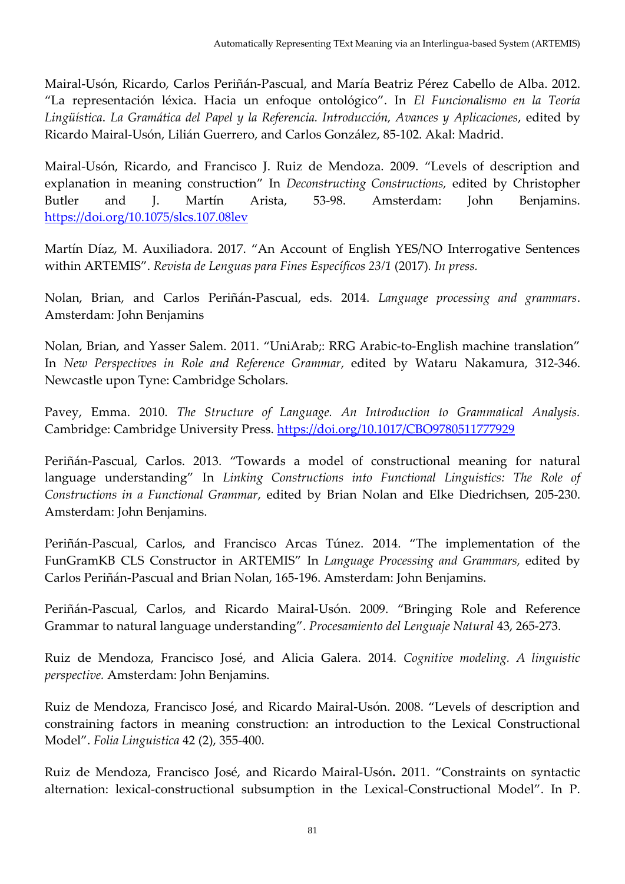Mairal-Usón, Ricardo, Carlos Periñán-Pascual, and María Beatriz Pérez Cabello de Alba. 2012. "La representación léxica. Hacia un enfoque ontológico". In *El Funcionalismo en la Teoría Lingüística. La Gramática del Papel y la Referencia. Introducción, Avances y Aplicaciones*, edited by Ricardo Mairal-Usón, Lilián Guerrero, and Carlos González, 85-102. Akal: Madrid.

Mairal-Usón, Ricardo, and Francisco J. Ruiz de Mendoza. 2009. "Levels of description and explanation in meaning construction" In *Deconstructing Constructions,* edited by Christopher Butler and J. Martín Arista, 53-98. Amsterdam: John Benjamins. https://doi.org/10.1075/slcs.107.08lev

Martín Díaz, M. Auxiliadora. 2017. "An Account of English YES/NO Interrogative Sentences within ARTEMIS". *Revista de Lenguas para Fines Específicos 23/1* (2017). *In press.*

Nolan, Brian, and Carlos Periñán-Pascual, eds. 2014. *Language processing and grammars*. Amsterdam: John Benjamins

Nolan, Brian, and Yasser Salem. 2011. "UniArab;: RRG Arabic-to-English machine translation" In *New Perspectives in Role and Reference Grammar,* edited by Wataru Nakamura, 312-346. Newcastle upon Tyne: Cambridge Scholars.

Pavey, Emma. 2010. *The Structure of Language. An Introduction to Grammatical Analysis.* Cambridge: Cambridge University Press. https://doi.org/10.1017/CBO9780511777929

Periñán-Pascual, Carlos. 2013. "Towards a model of constructional meaning for natural language understanding" In *Linking Constructions into Functional Linguistics: The Role of Constructions in a Functional Grammar*, edited by Brian Nolan and Elke Diedrichsen, 205-230. Amsterdam: John Benjamins.

Periñán-Pascual, Carlos, and Francisco Arcas Túnez. 2014. "The implementation of the FunGramKB CLS Constructor in ARTEMIS" In *Language Processing and Grammars,* edited by Carlos Periñán-Pascual and Brian Nolan, 165-196. Amsterdam: John Benjamins.

Periñán-Pascual, Carlos, and Ricardo Mairal-Usón. 2009. "Bringing Role and Reference Grammar to natural language understanding". *Procesamiento del Lenguaje Natural* 43, 265-273.

Ruiz de Mendoza, Francisco José, and Alicia Galera. 2014. *Cognitive modeling. A linguistic perspective.* Amsterdam: John Benjamins.

Ruiz de Mendoza, Francisco José, and Ricardo Mairal-Usón. 2008. "Levels of description and constraining factors in meaning construction: an introduction to the Lexical Constructional Model". *Folia Linguistica* 42 (2), 355-400.

Ruiz de Mendoza, Francisco José, and Ricardo Mairal-Usón**.** 2011. "Constraints on syntactic alternation: lexical-constructional subsumption in the Lexical-Constructional Model". In P.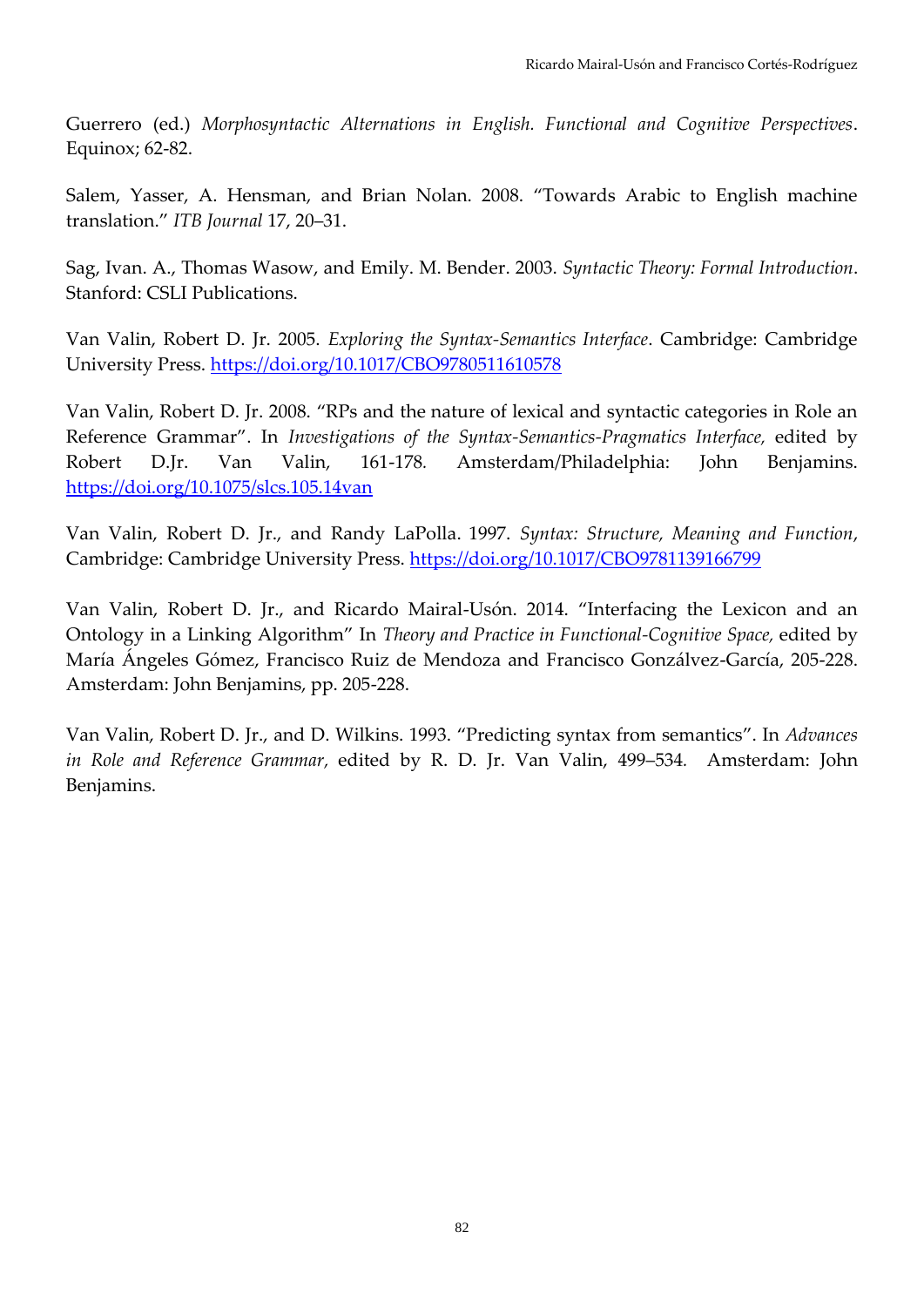Guerrero (ed.) *Morphosyntactic Alternations in English. Functional and Cognitive Perspectives*. Equinox; 62-82.

Salem, Yasser, A. Hensman, and Brian Nolan. 2008. "Towards Arabic to English machine translation." *ITB Journal* 17, 20–31.

Sag, Ivan. A., Thomas Wasow, and Emily. M. Bender. 2003. *Syntactic Theory: Formal Introduction*. Stanford: CSLI Publications.

Van Valin, Robert D. Jr. 2005. *Exploring the Syntax-Semantics Interface*. Cambridge: Cambridge University Press. https://doi.org/10.1017/CBO9780511610578

Van Valin, Robert D. Jr. 2008. "RPs and the nature of lexical and syntactic categories in Role an Reference Grammar". In *Investigations of the Syntax-Semantics-Pragmatics Interface,* edited by Robert D.Jr. Van Valin, 161-178. Amsterdam/Philadelphia: John Benjamins. https://doi.org/10.1075/slcs.105.14van

Van Valin, Robert D. Jr., and Randy LaPolla. 1997. *Syntax: Structure, Meaning and Function*, Cambridge: Cambridge University Press. https://doi.org/10.1017/CBO9781139166799

Van Valin, Robert D. Jr., and Ricardo Mairal-Usón. 2014. "Interfacing the Lexicon and an Ontology in a Linking Algorithm" In *Theory and Practice in Functional-Cognitive Space,* edited by María Ángeles Gómez, Francisco Ruiz de Mendoza and Francisco Gonzálvez-García, 205-228. Amsterdam: John Benjamins, pp. 205-228.

Van Valin, Robert D. Jr., and D. Wilkins. 1993. "Predicting syntax from semantics". In *Advances in Role and Reference Grammar,* edited by R. D. Jr. Van Valin, 499–534. Amsterdam: John Benjamins.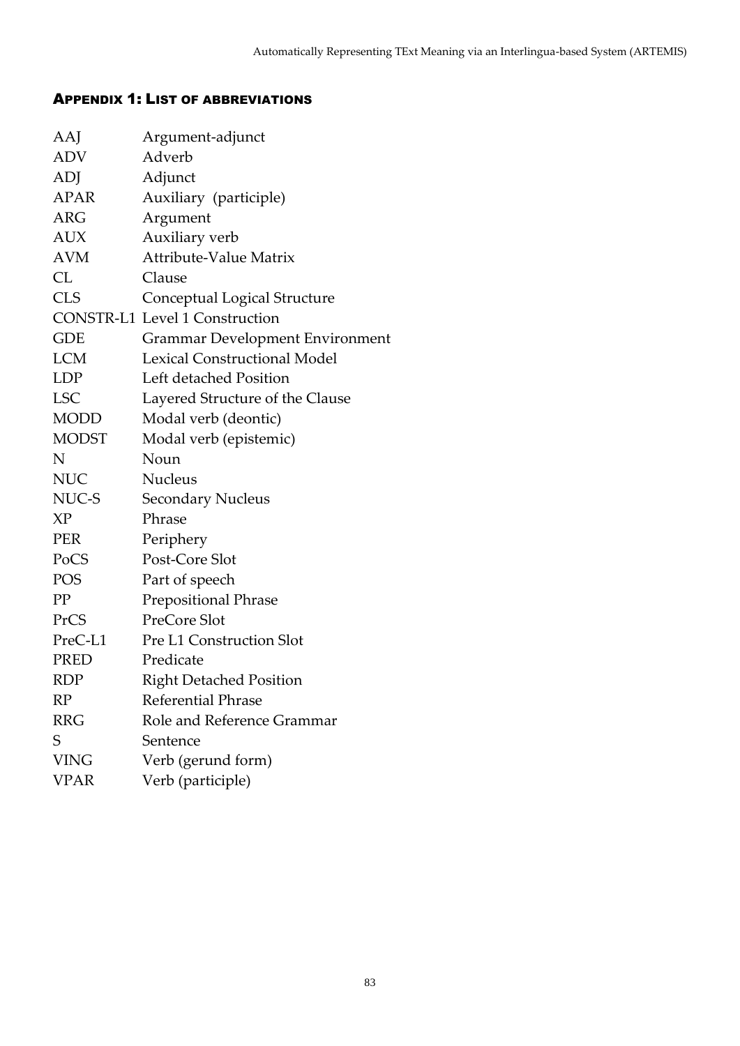## APPENDIX 1: LIST OF ABBREVIATIONS

| | |
|---|---|
| AAJ | Argument-adjunct |
| ADV | Adverb |
| ADJ | Adjunct |
| APAR | Auxiliary (participle) |
| ARG | Argument |
| AUX | Auxiliary verb |
| AVM | Attribute-Value Matrix |
| CL | Clause |
| CLS | Conceptual Logical Structure |
| CONSTR-L1 | Level 1 Construction |
| GDE | Grammar Development Environment |
| LCM | Lexical Constructional Model |
| LDP | Left detached Position |
| LSC | Layered Structure of the Clause |
| MODD | Modal verb (deontic) |
| MODST | Modal verb (epistemic) |
| N | Noun |
| NUC | Nucleus |
| NUC-S | Secondary Nucleus |
| XP | Phrase |
| PER | Periphery |
| PoCS | Post-Core Slot |
| POS | Part of speech |
| PP | Prepositional Phrase |
| PrCS | PreCore Slot |
| PreC-L1 | Pre L1 Construction Slot |
| PRED | Predicate |
| RDP | Right Detached Position |
| RP | Referential Phrase |
| RRG | Role and Reference Grammar |
| S | Sentence |
| VING | Verb (gerund form) |
| VPAR | Verb (participle) |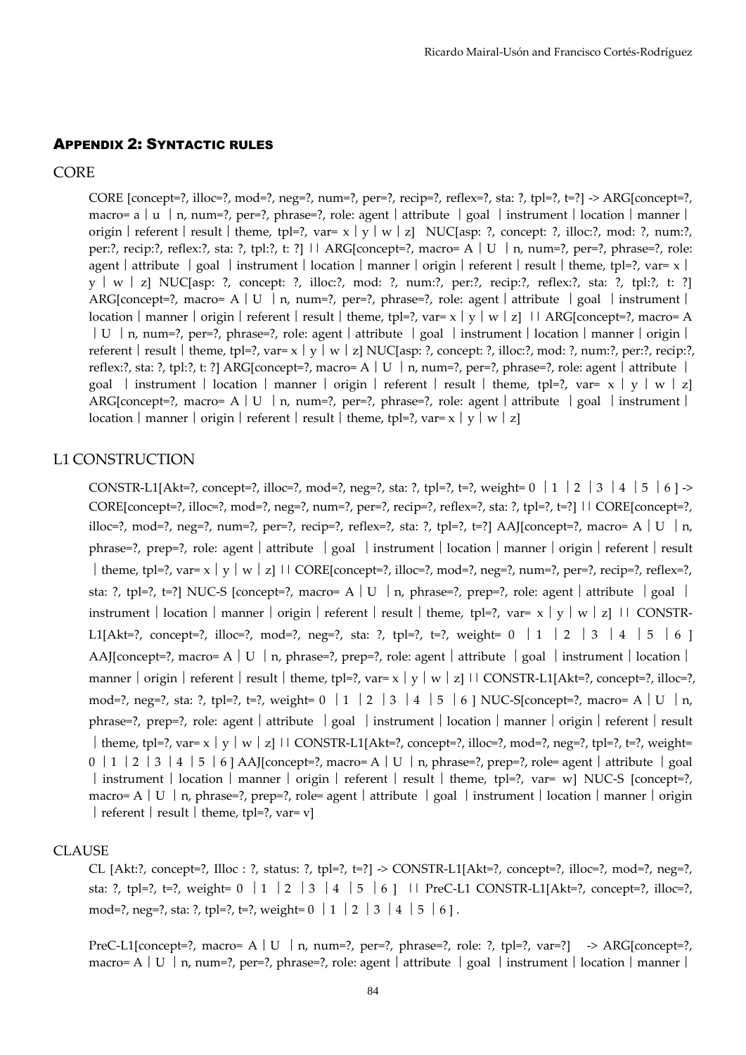## APPENDIX 2: SYNTACTIC RULES

### CORE

CORE [concept=?, illoc=?, mod=?, neg=?, num=?, per=?, recip=?, reflex=?, sta: ?, tpl=?, t=?] -> ARG[concept=?, macro= a | u | n, num=?, per=?, phrase=?, role: agent | attribute | goal | instrument | location | manner | origin | referent | result | theme, tpl=?, var= x | y | w | z] NUC[asp: ?, concept: ?, illoc:?, mod: ?, num:?, per:?, recip:?, reflex:?, sta: ?, tpl:?, t: ?] || ARG[concept=?, macro= A | U | n, num=?, per=?, phrase=?, role: agent | attribute | goal | instrument | location | manner | origin | referent | result | theme, tpl=?, var= x | y | w | z] NUC[asp: ?, concept: ?, illoc:?, mod: ?, num:?, per:?, recip:?, reflex:?, sta: ?, tpl:?, t: ?] ARG[concept=?, macro= A | U | n, num=?, per=?, phrase=?, role: agent | attribute | goal | instrument | location | manner | origin | referent | result | theme, tpl=?, var= x | y | w | z] || ARG[concept=?, macro= A | U | n, num=?, per=?, phrase=?, role: agent | attribute | goal | instrument | location | manner | origin | referent | result | theme, tpl=?, var= x | y | w | z] NUC[asp: ?, concept: ?, illoc:?, mod: ?, num:?, per:?, recip:?, reflex:?, sta: ?, tpl:?, t: ?] ARG[concept=?, macro= A | U | n, num=?, per=?, phrase=?, role: agent | attribute | goal | instrument | location | manner | origin | referent | result | theme, tpl=?, var= x | y | w | z] ARG[concept=?, macro= A | U | n, num=?, per=?, phrase=?, role: agent | attribute | goal | instrument | location | manner | origin | referent | result | theme, tpl=?, var= x | y | w | z]

### L1 CONSTRUCTION

CONSTR-L1[Akt=?, concept=?, illoc=?, mod=?, neg=?, sta: ?, tpl=?, t=?, weight= 0 | 1 | 2 | 3 | 4 | 5 | 6 ] -> CORE[concept=?, illoc=?, mod=?, neg=?, num=?, per=?, recip=?, reflex=?, sta: ?, tpl=?, t=?] || CORE[concept=?, illoc=?, mod=?, neg=?, num=?, per=?, recip=?, reflex=?, sta: ?, tpl=?, t=?] AAJ[concept=?, macro= A | U | n, phrase=?, prep=?, role: agent | attribute | goal | instrument | location | manner | origin | referent | result | theme, tpl=?, var= x | y | w | z] || CORE[concept=?, illoc=?, mod=?, neg=?, num=?, per=?, recip=?, reflex=?, sta: ?, tpl=?, t=?] NUC-S [concept=?, macro= A | U | n, phrase=?, prep=?, role: agent | attribute | goal | instrument | location | manner | origin | referent | result | theme, tpl=?, var= x | y | w | z] || CONSTR-L1[Akt=?, concept=?, illoc=?, mod=?, neg=?, sta: ?, tpl=?, t=?, weight= 0 | 1 | 2 | 3 | 4 | 5 | 6 ] AAJ[concept=?, macro= A | U | n, phrase=?, prep=?, role: agent | attribute | goal | instrument | location | manner | origin | referent | result | theme, tpl=?, var= x | y | w | z] || CONSTR-L1[Akt=?, concept=?, illoc=?, mod=?, neg=?, sta: ?, tpl=?, t=?, weight= 0 | 1 | 2 | 3 | 4 | 5 | 6 ] NUC-S[concept=?, macro= A | U | n, phrase=?, prep=?, role: agent | attribute | goal | instrument | location | manner | origin | referent | result | theme, tpl=?, var= x | y | w | z] || CONSTR-L1[Akt=?, concept=?, illoc=?, mod=?, neg=?, tpl=?, t=?, weight= 0 | 1 | 2 | 3 | 4 | 5 | 6 ] AAJ[concept=?, macro= A | U | n, phrase=?, prep=?, role= agent | attribute | goal | instrument | location | manner | origin | referent | result | theme, tpl=?, var= w] NUC-S [concept=?, macro= A | U | n, phrase=?, prep=?, role= agent | attribute | goal | instrument | location | manner | origin | referent | result | theme, tpl=?, var= v]

### CLAUSE

CL [Akt:?, concept=?, Illoc : ?, status: ?, tpl=?, t=?] -> CONSTR-L1[Akt=?, concept=?, illoc=?, mod=?, neg=?, sta: ?, tpl=?, t=?, weight= 0 | 1 | 2 | 3 | 4 | 5 | 6 ] || PreC-L1 CONSTR-L1[Akt=?, concept=?, illoc=?, mod=?, neg=?, sta: ?, tpl=?, t=?, weight= 0 | 1 | 2 | 3 | 4 | 5 | 6 ] .

PreC-L1[concept=?, macro= A | U | n, num=?, per=?, phrase=?, role: ?, tpl=?, var=?] -> ARG[concept=?, macro= A | U | n, num=?, per=?, phrase=?, role: agent | attribute | goal | instrument | location | manner |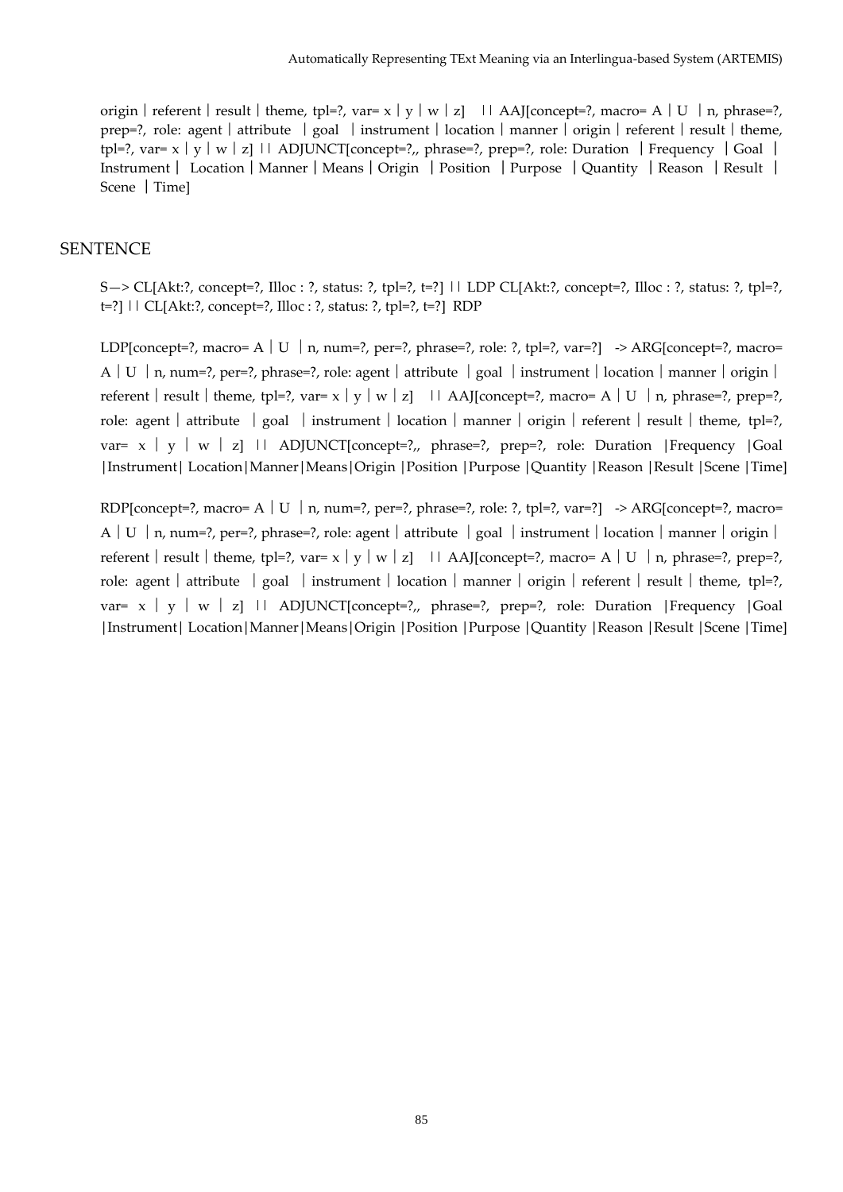origin | referent | result | theme, tpl=?, var= x | y | w | z]   || AAJ[concept=?, macro= A | U  | n, phrase=?, prep=?, role: agent | attribute  | goal  | instrument | location | manner | origin | referent | result | theme, tpl=?, var= x | y | w | z] || ADJUNCT[concept=?,, phrase=?, prep=?, role: Duration  | Frequency  | Goal  | Instrument |  Location | Manner | Means | Origin  | Position  | Purpose  | Quantity  | Reason  | Result  | Scene  | Time]

## SENTENCE

S—> CL[Akt:?, concept=?, Illoc : ?, status: ?, tpl=?, t=?] || LDP CL[Akt:?, concept=?, Illoc : ?, status: ?, tpl=?, t=?] || CL[Akt:?, concept=?, Illoc : ?, status: ?, tpl=?, t=?]  RDP

LDP[concept=?, macro= A | U  | n, num=?, per=?, phrase=?, role: ?, tpl=?, var=?]   -> ARG[concept=?, macro= A | U  | n, num=?, per=?, phrase=?, role: agent | attribute  | goal  | instrument | location | manner | origin | referent | result | theme, tpl=?, var= x | y | w | z]   || AAJ[concept=?, macro= A | U  | n, phrase=?, prep=?, role: agent | attribute  | goal  | instrument | location | manner | origin | referent | result | theme, tpl=?, var= x | y | w | z] || ADJUNCT[concept=?,, phrase=?, prep=?, role: Duration  |Frequency  |Goal |Instrument| Location|Manner|Means|Origin |Position |Purpose |Quantity |Reason |Result |Scene |Time]

RDP[concept=?, macro= A | U  | n, num=?, per=?, phrase=?, role: ?, tpl=?, var=?]   -> ARG[concept=?, macro= A | U  | n, num=?, per=?, phrase=?, role: agent | attribute  | goal  | instrument | location | manner | origin | referent | result | theme, tpl=?, var= x | y | w | z]   || AAJ[concept=?, macro= A | U  | n, phrase=?, prep=?, role: agent | attribute  | goal  | instrument | location | manner | origin | referent | result | theme, tpl=?, var= x | y | w | z] || ADJUNCT[concept=?,, phrase=?, prep=?, role: Duration  |Frequency  |Goal |Instrument| Location|Manner|Means|Origin |Position |Purpose |Quantity |Reason |Result |Scene |Time]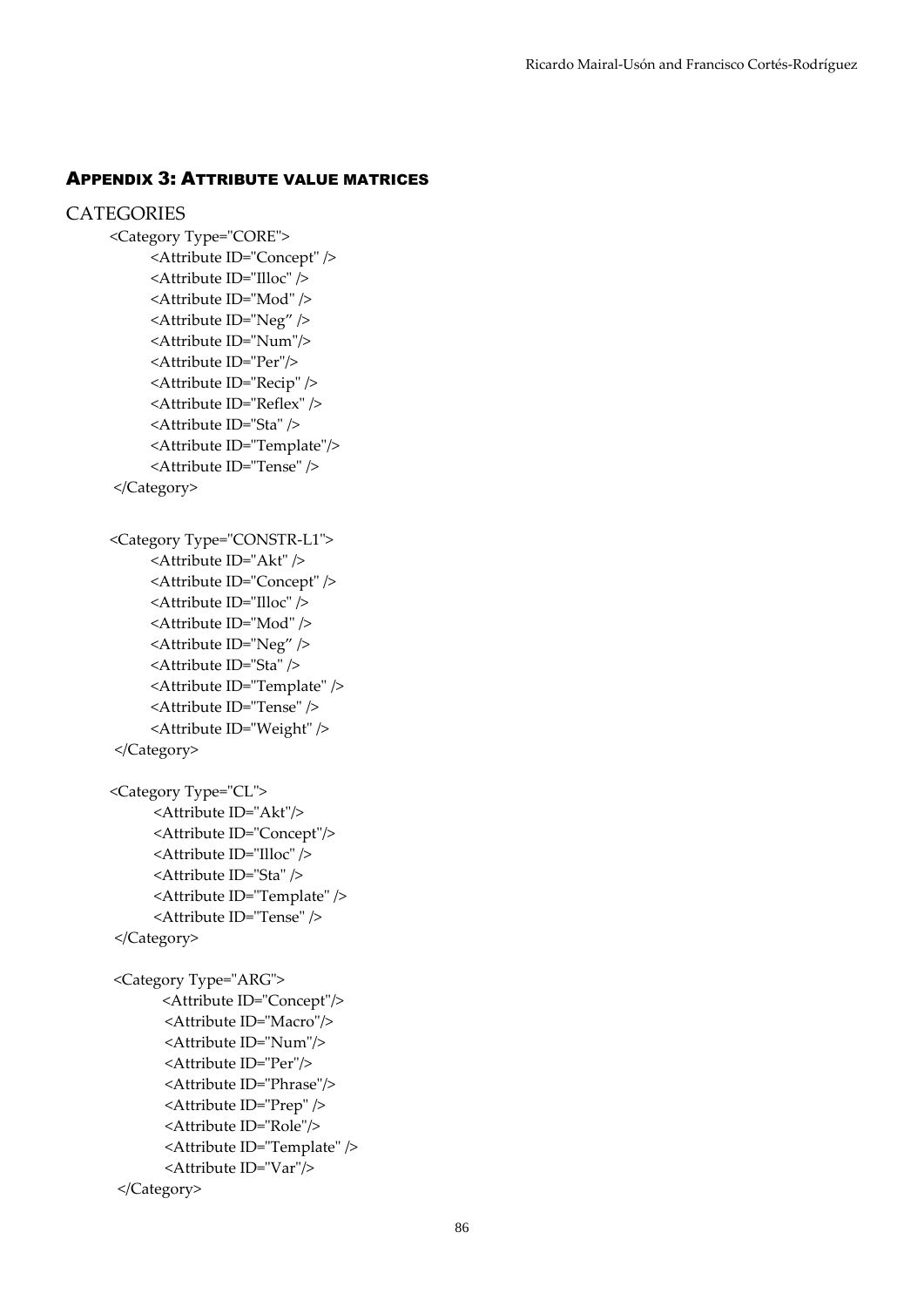## Appendix 3: Attribute value matrices

CATEGORIES

```
<Category Type="CORE">
      <Attribute ID="Concept" />
      <Attribute ID="Illoc" />
      <Attribute ID="Mod" />
      <Attribute ID="Neg” />
      <Attribute ID="Num"/>
      <Attribute ID="Per"/>
      <Attribute ID="Recip" />
      <Attribute ID="Reflex" />
      <Attribute ID="Sta" />
      <Attribute ID="Template"/>
      <Attribute ID="Tense" />
</Category>

<Category Type="CONSTR-L1">
      <Attribute ID="Akt" />
      <Attribute ID="Concept" />
      <Attribute ID="Illoc" />
      <Attribute ID="Mod" />
      <Attribute ID="Neg” />
      <Attribute ID="Sta" />
      <Attribute ID="Template" />
      <Attribute ID="Tense" />
      <Attribute ID="Weight" />
</Category>

<Category Type="CL">
      <Attribute ID="Akt"/>
      <Attribute ID="Concept"/>
      <Attribute ID="Illoc" />
      <Attribute ID="Sta" />
      <Attribute ID="Template" />
      <Attribute ID="Tense" />
</Category>

<Category Type="ARG">
      <Attribute ID="Concept"/>
      <Attribute ID="Macro"/>
      <Attribute ID="Num"/>
      <Attribute ID="Per"/>
      <Attribute ID="Phrase"/>
      <Attribute ID="Prep" />
      <Attribute ID="Role"/>
      <Attribute ID="Template" />
      <Attribute ID="Var"/>
</Category>
```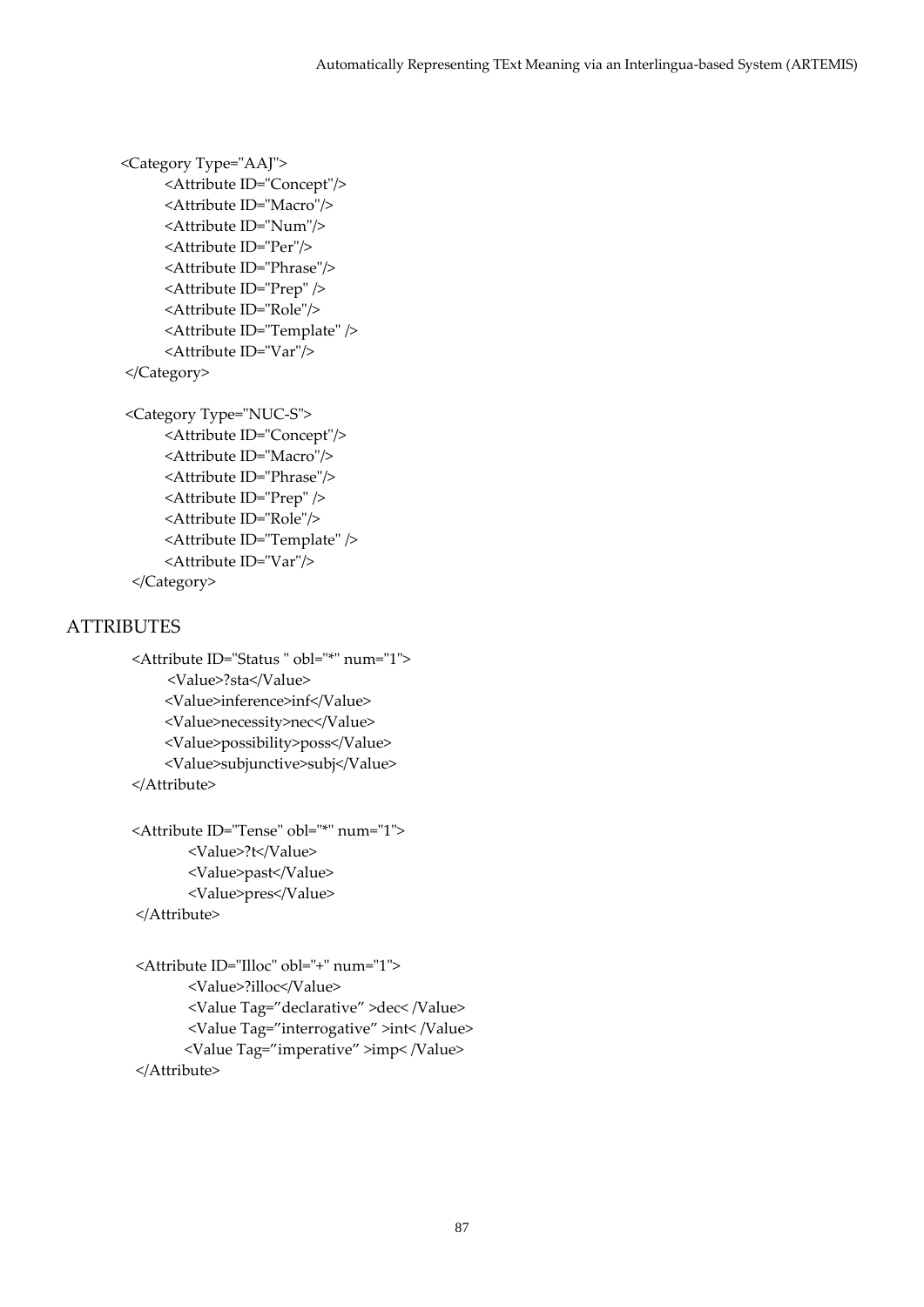```
<Category Type="AAJ">
        <Attribute ID="Concept"/>
        <Attribute ID="Macro"/>
        <Attribute ID="Num"/>
        <Attribute ID="Per"/>
        <Attribute ID="Phrase"/>
        <Attribute ID="Prep" />
        <Attribute ID="Role"/>
        <Attribute ID="Template" />
        <Attribute ID="Var"/>
 </Category>

 <Category Type="NUC-S">
        <Attribute ID="Concept"/>
        <Attribute ID="Macro"/>
        <Attribute ID="Phrase"/>
        <Attribute ID="Prep" />
        <Attribute ID="Role"/>
        <Attribute ID="Template" />
        <Attribute ID="Var"/>
  </Category>
```

## ATTRIBUTES

```
<Attribute ID="Status " obl="*" num="1">
        <Value>?sta</Value>
       <Value>inference>inf</Value>
       <Value>necessity>nec</Value>
       <Value>possibility>poss</Value>
       <Value>subjunctive>subj</Value>
</Attribute>

<Attribute ID="Tense" obl="*" num="1">
          <Value>?t</Value>
          <Value>past</Value>
          <Value>pres</Value>
 </Attribute>

 <Attribute ID="Illoc" obl="+" num="1">
          <Value>?illoc</Value>
          <Value Tag="declarative" >dec< /Value>
          <Value Tag="interrogative" >int< /Value>
         <Value Tag="imperative" >imp< /Value>
 </Attribute>
```